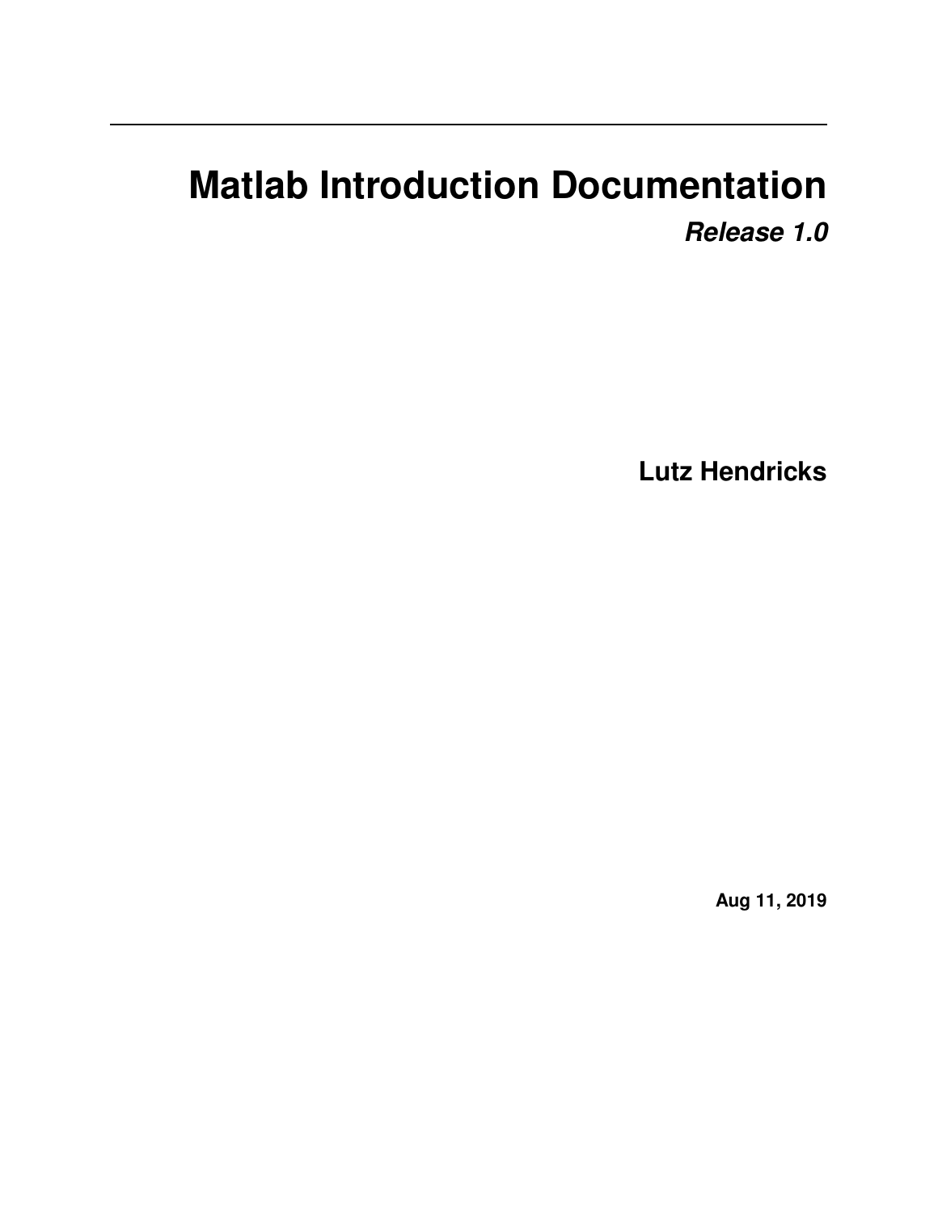# Matlab Introduction Documentation

***Release 1.0***

**Lutz Hendricks**

**Aug 11, 2019**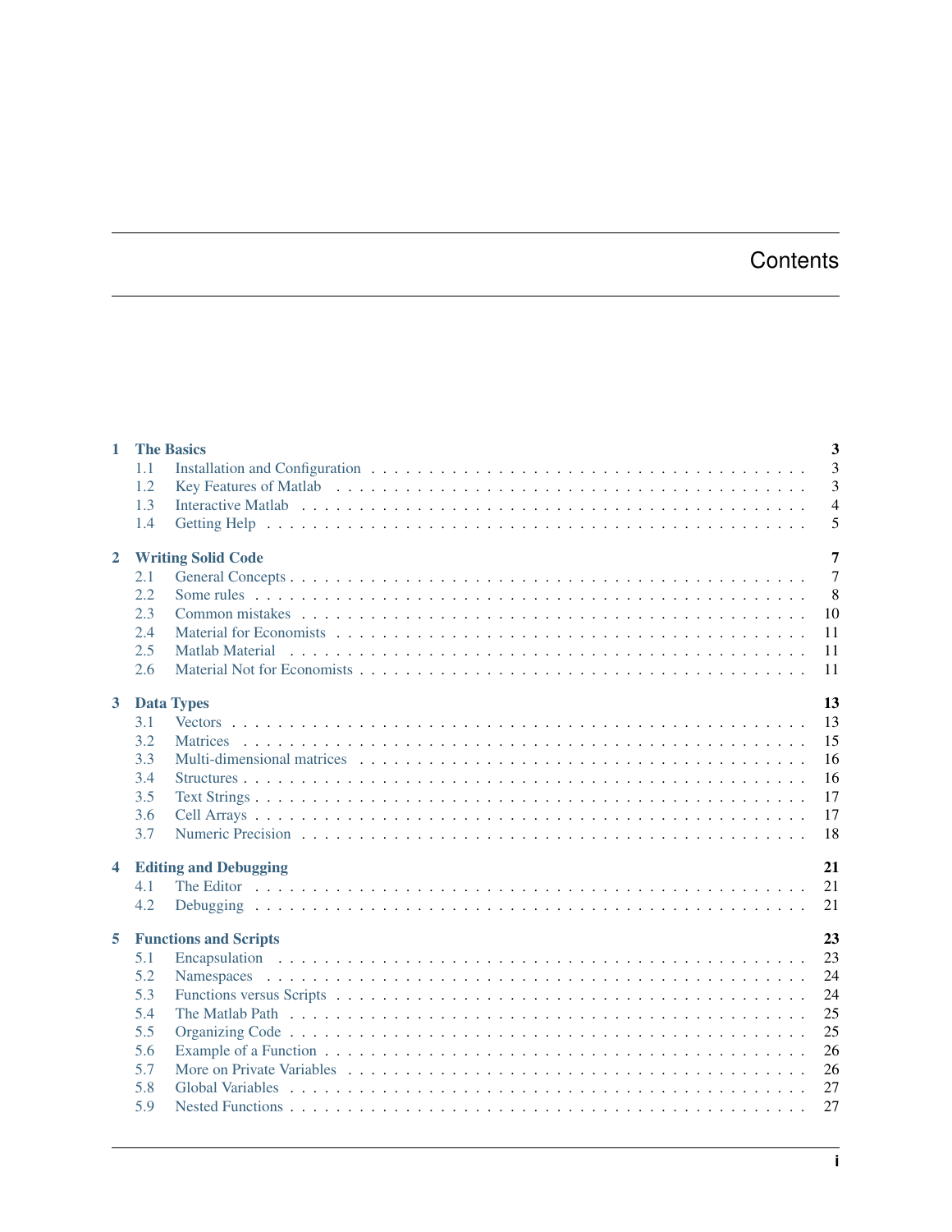# Contents

**1 The Basics** — **3**

- 1.1 Installation and Configuration . . . 3
- 1.2 Key Features of Matlab . . . 3
- 1.3 Interactive Matlab . . . 4
- 1.4 Getting Help . . . 5

**2 Writing Solid Code** — **7**

- 2.1 General Concepts . . . 7
- 2.2 Some rules . . . 8
- 2.3 Common mistakes . . . 10
- 2.4 Material for Economists . . . 11
- 2.5 Matlab Material . . . 11
- 2.6 Material Not for Economists . . . 11

**3 Data Types** — **13**

- 3.1 Vectors . . . 13
- 3.2 Matrices . . . 15
- 3.3 Multi-dimensional matrices . . . 16
- 3.4 Structures . . . 16
- 3.5 Text Strings . . . 17
- 3.6 Cell Arrays . . . 17
- 3.7 Numeric Precision . . . 18

**4 Editing and Debugging** — **21**

- 4.1 The Editor . . . 21
- 4.2 Debugging . . . 21

**5 Functions and Scripts** — **23**

- 5.1 Encapsulation . . . 23
- 5.2 Namespaces . . . 24
- 5.3 Functions versus Scripts . . . 24
- 5.4 The Matlab Path . . . 25
- 5.5 Organizing Code . . . 25
- 5.6 Example of a Function . . . 26
- 5.7 More on Private Variables . . . 26
- 5.8 Global Variables . . . 27
- 5.9 Nested Functions . . . 27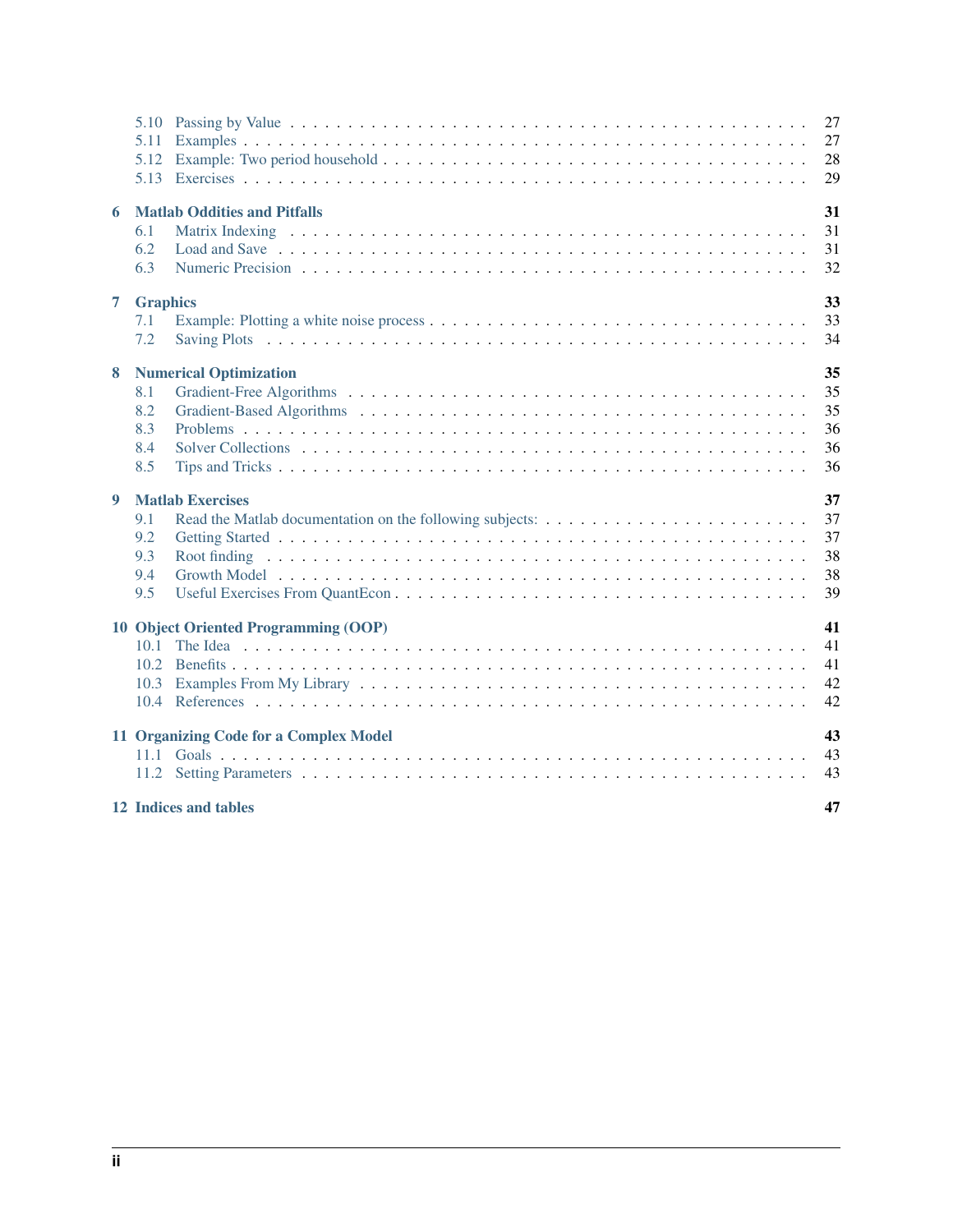- 5.10 Passing by Value . . . . . . . . . . . . . . . . . . . . . . . . . . . . . . . . . . . . . . . . . 27
- 5.11 Examples . . . . . . . . . . . . . . . . . . . . . . . . . . . . . . . . . . . . . . . . . . . . 27
- 5.12 Example: Two period household . . . . . . . . . . . . . . . . . . . . . . . . . . . . . . . . 28
- 5.13 Exercises . . . . . . . . . . . . . . . . . . . . . . . . . . . . . . . . . . . . . . . . . . . . 29

**6 Matlab Oddities and Pitfalls** **31**
- 6.1 Matrix Indexing . . . . . . . . . . . . . . . . . . . . . . . . . . . . . . . . . . . . . . . . . 31
- 6.2 Load and Save . . . . . . . . . . . . . . . . . . . . . . . . . . . . . . . . . . . . . . . . . . 31
- 6.3 Numeric Precision . . . . . . . . . . . . . . . . . . . . . . . . . . . . . . . . . . . . . . . . 32

**7 Graphics** **33**
- 7.1 Example: Plotting a white noise process . . . . . . . . . . . . . . . . . . . . . . . . . . . . . 33
- 7.2 Saving Plots . . . . . . . . . . . . . . . . . . . . . . . . . . . . . . . . . . . . . . . . . . . 34

**8 Numerical Optimization** **35**
- 8.1 Gradient-Free Algorithms . . . . . . . . . . . . . . . . . . . . . . . . . . . . . . . . . . . . 35
- 8.2 Gradient-Based Algorithms . . . . . . . . . . . . . . . . . . . . . . . . . . . . . . . . . . . 35
- 8.3 Problems . . . . . . . . . . . . . . . . . . . . . . . . . . . . . . . . . . . . . . . . . . . . . 36
- 8.4 Solver Collections . . . . . . . . . . . . . . . . . . . . . . . . . . . . . . . . . . . . . . . . 36
- 8.5 Tips and Tricks . . . . . . . . . . . . . . . . . . . . . . . . . . . . . . . . . . . . . . . . . 36

**9 Matlab Exercises** **37**
- 9.1 Read the Matlab documentation on the following subjects: . . . . . . . . . . . . . . . . . . . 37
- 9.2 Getting Started . . . . . . . . . . . . . . . . . . . . . . . . . . . . . . . . . . . . . . . . . 37
- 9.3 Root finding . . . . . . . . . . . . . . . . . . . . . . . . . . . . . . . . . . . . . . . . . . . 38
- 9.4 Growth Model . . . . . . . . . . . . . . . . . . . . . . . . . . . . . . . . . . . . . . . . . . 38
- 9.5 Useful Exercises From QuantEcon . . . . . . . . . . . . . . . . . . . . . . . . . . . . . . . . 39

**10 Object Oriented Programming (OOP)** **41**
- 10.1 The Idea . . . . . . . . . . . . . . . . . . . . . . . . . . . . . . . . . . . . . . . . . . . . 41
- 10.2 Benefits . . . . . . . . . . . . . . . . . . . . . . . . . . . . . . . . . . . . . . . . . . . . . 41
- 10.3 Examples From My Library . . . . . . . . . . . . . . . . . . . . . . . . . . . . . . . . . . . 42
- 10.4 References . . . . . . . . . . . . . . . . . . . . . . . . . . . . . . . . . . . . . . . . . . . 42

**11 Organizing Code for a Complex Model** **43**
- 11.1 Goals . . . . . . . . . . . . . . . . . . . . . . . . . . . . . . . . . . . . . . . . . . . . . . 43
- 11.2 Setting Parameters . . . . . . . . . . . . . . . . . . . . . . . . . . . . . . . . . . . . . . . 43

**12 Indices and tables** **47**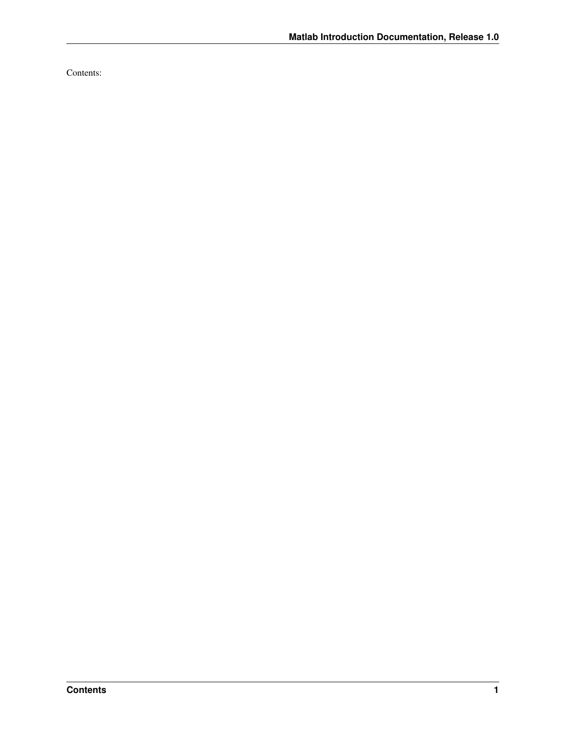Contents: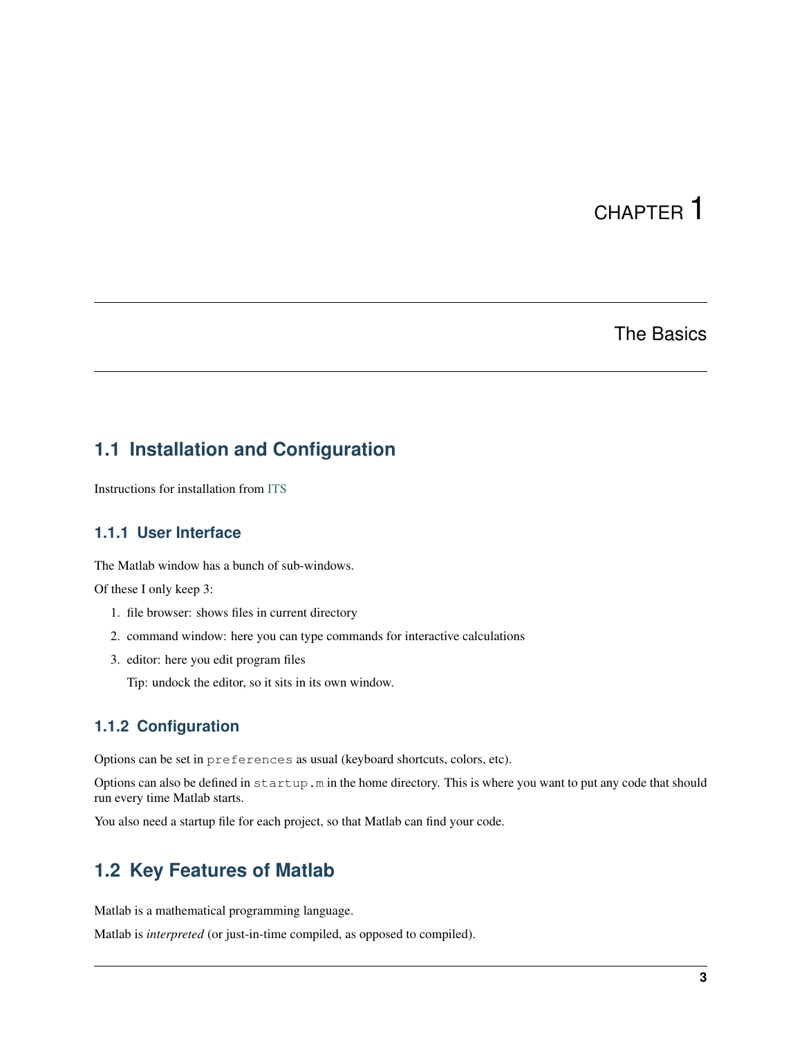# CHAPTER 1

# The Basics

## 1.1 Installation and Configuration

Instructions for installation from ITS

### 1.1.1 User Interface

The Matlab window has a bunch of sub-windows.

Of these I only keep 3:

1. file browser: shows files in current directory
2. command window: here you can type commands for interactive calculations
3. editor: here you edit program files

   Tip: undock the editor, so it sits in its own window.

### 1.1.2 Configuration

Options can be set in `preferences` as usual (keyboard shortcuts, colors, etc).

Options can also be defined in `startup.m` in the home directory. This is where you want to put any code that should run every time Matlab starts.

You also need a startup file for each project, so that Matlab can find your code.

## 1.2 Key Features of Matlab

Matlab is a mathematical programming language.

Matlab is *interpreted* (or just-in-time compiled, as opposed to compiled).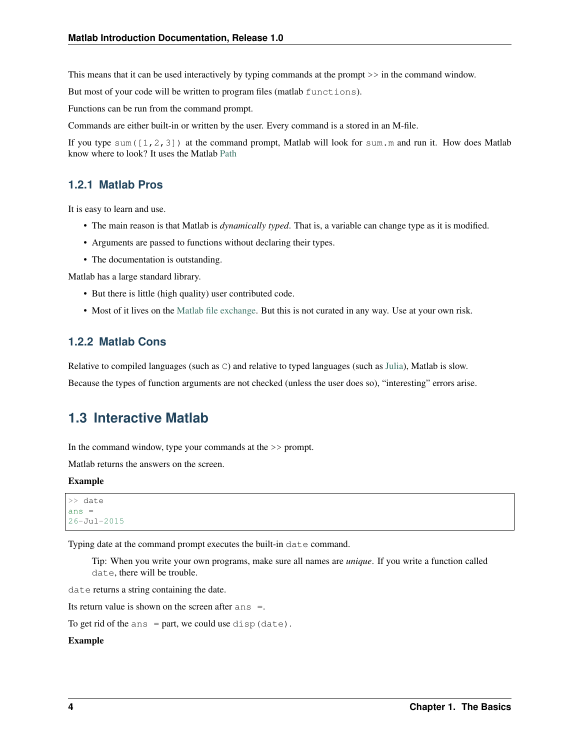This means that it can be used interactively by typing commands at the prompt >> in the command window.

But most of your code will be written to program files (matlab `functions`).

Functions can be run from the command prompt.

Commands are either built-in or written by the user. Every command is a stored in an M-file.

If you type `sum([1,2,3])` at the command prompt, Matlab will look for `sum.m` and run it. How does Matlab know where to look? It uses the Matlab Path

### 1.2.1 Matlab Pros

It is easy to learn and use.

- The main reason is that Matlab is *dynamically typed*. That is, a variable can change type as it is modified.
- Arguments are passed to functions without declaring their types.
- The documentation is outstanding.

Matlab has a large standard library.

- But there is little (high quality) user contributed code.
- Most of it lives on the Matlab file exchange. But this is not curated in any way. Use at your own risk.

### 1.2.2 Matlab Cons

Relative to compiled languages (such as `C`) and relative to typed languages (such as Julia), Matlab is slow.

Because the types of function arguments are not checked (unless the user does so), "interesting" errors arise.

## 1.3 Interactive Matlab

In the command window, type your commands at the >> prompt.

Matlab returns the answers on the screen.

**Example**

```
>> date
ans =
26-Jul-2015
```

Typing date at the command prompt executes the built-in `date` command.

> Tip: When you write your own programs, make sure all names are *unique*. If you write a function called `date`, there will be trouble.

`date` returns a string containing the date.

Its return value is shown on the screen after `ans =`.

To get rid of the `ans =` part, we could use `disp(date)`.

**Example**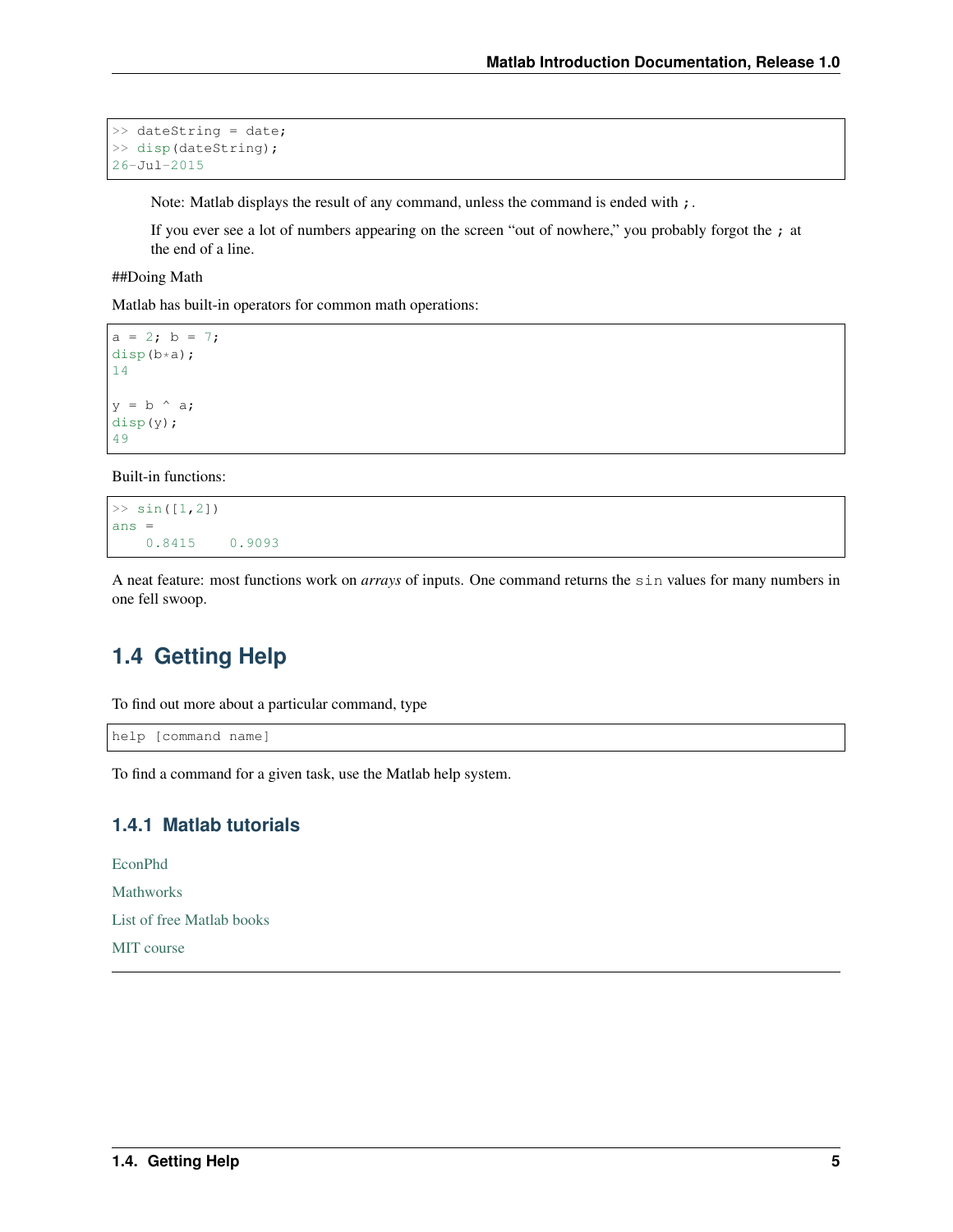```
>> dateString = date;
>> disp(dateString);
26-Jul-2015
```

> Note: Matlab displays the result of any command, unless the command is ended with `;`.
>
> If you ever see a lot of numbers appearing on the screen "out of nowhere," you probably forgot the `;` at the end of a line.

##Doing Math

Matlab has built-in operators for common math operations:

```
a = 2; b = 7;
disp(b*a);
14

y = b ^ a;
disp(y);
49
```

Built-in functions:

```
>> sin([1,2])
ans =
    0.8415    0.9093
```

A neat feature: most functions work on *arrays* of inputs. One command returns the `sin` values for many numbers in one fell swoop.

## 1.4 Getting Help

To find out more about a particular command, type

```
help [command name]
```

To find a command for a given task, use the Matlab help system.

### 1.4.1 Matlab tutorials

EconPhd

Mathworks

List of free Matlab books

MIT course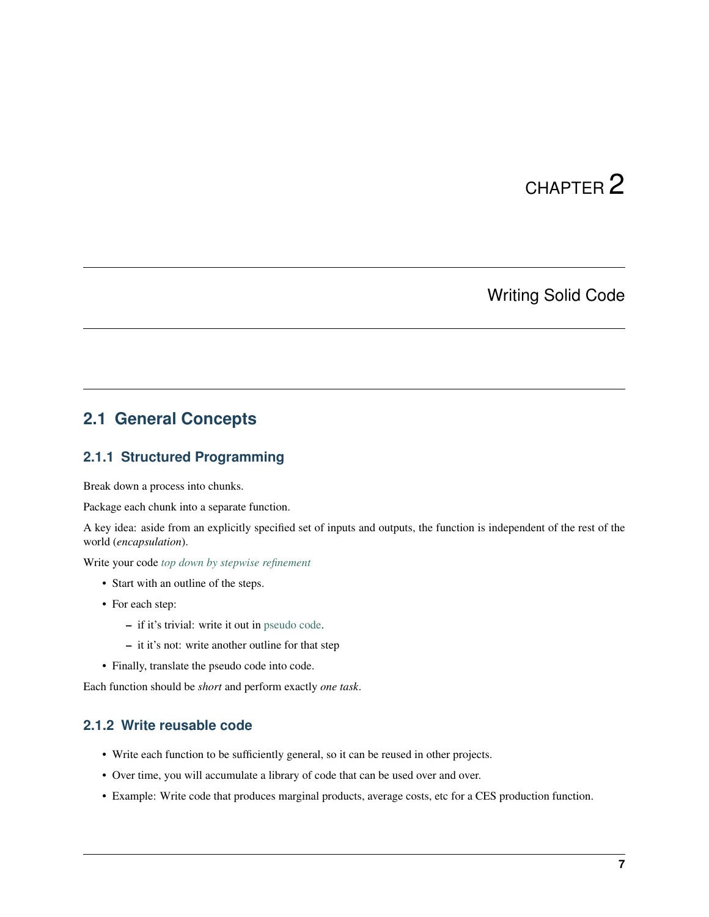# CHAPTER 2

# Writing Solid Code

## 2.1 General Concepts

### 2.1.1 Structured Programming

Break down a process into chunks.

Package each chunk into a separate function.

A key idea: aside from an explicitly specified set of inputs and outputs, the function is independent of the rest of the world (*encapsulation*).

Write your code *top down by stepwise refinement*

- Start with an outline of the steps.
- For each step:
  - if it's trivial: write it out in pseudo code.
  - it it's not: write another outline for that step
- Finally, translate the pseudo code into code.

Each function should be *short* and perform exactly *one task*.

### 2.1.2 Write reusable code

- Write each function to be sufficiently general, so it can be reused in other projects.
- Over time, you will accumulate a library of code that can be used over and over.
- Example: Write code that produces marginal products, average costs, etc for a CES production function.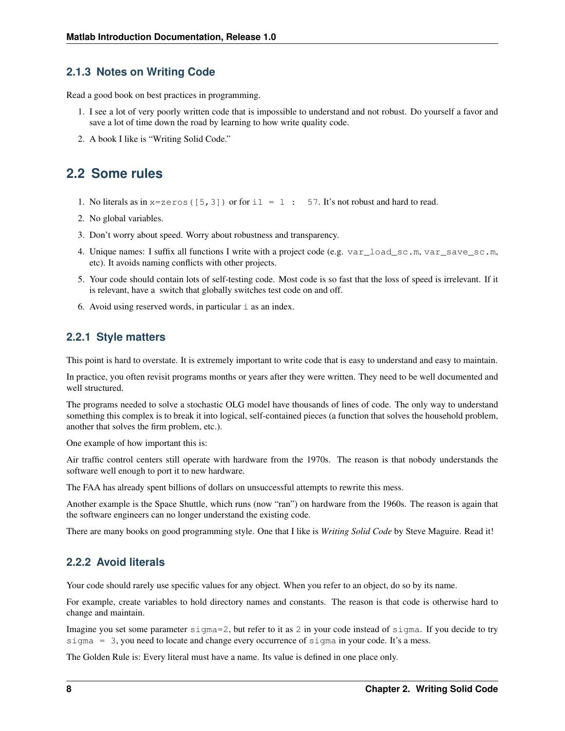### 2.1.3 Notes on Writing Code

Read a good book on best practices in programming.

1. I see a lot of very poorly written code that is impossible to understand and not robust. Do yourself a favor and save a lot of time down the road by learning to how write quality code.
2. A book I like is "Writing Solid Code."

## 2.2 Some rules

1. No literals as in `x=zeros([5,3])` or for `i1 = 1 : 57`. It's not robust and hard to read.
2. No global variables.
3. Don't worry about speed. Worry about robustness and transparency.
4. Unique names: I suffix all functions I write with a project code (e.g. `var_load_sc.m`, `var_save_sc.m`, etc). It avoids naming conflicts with other projects.
5. Your code should contain lots of self-testing code. Most code is so fast that the loss of speed is irrelevant. If it is relevant, have a switch that globally switches test code on and off.
6. Avoid using reserved words, in particular `i` as an index.

### 2.2.1 Style matters

This point is hard to overstate. It is extremely important to write code that is easy to understand and easy to maintain.

In practice, you often revisit programs months or years after they were written. They need to be well documented and well structured.

The programs needed to solve a stochastic OLG model have thousands of lines of code. The only way to understand something this complex is to break it into logical, self-contained pieces (a function that solves the household problem, another that solves the firm problem, etc.).

One example of how important this is:

Air traffic control centers still operate with hardware from the 1970s. The reason is that nobody understands the software well enough to port it to new hardware.

The FAA has already spent billions of dollars on unsuccessful attempts to rewrite this mess.

Another example is the Space Shuttle, which runs (now "ran") on hardware from the 1960s. The reason is again that the software engineers can no longer understand the existing code.

There are many books on good programming style. One that I like is *Writing Solid Code* by Steve Maguire. Read it!

### 2.2.2 Avoid literals

Your code should rarely use specific values for any object. When you refer to an object, do so by its name.

For example, create variables to hold directory names and constants. The reason is that code is otherwise hard to change and maintain.

Imagine you set some parameter `sigma=2`, but refer to it as `2` in your code instead of `sigma`. If you decide to try `sigma = 3`, you need to locate and change every occurrence of `sigma` in your code. It's a mess.

The Golden Rule is: Every literal must have a name. Its value is defined in one place only.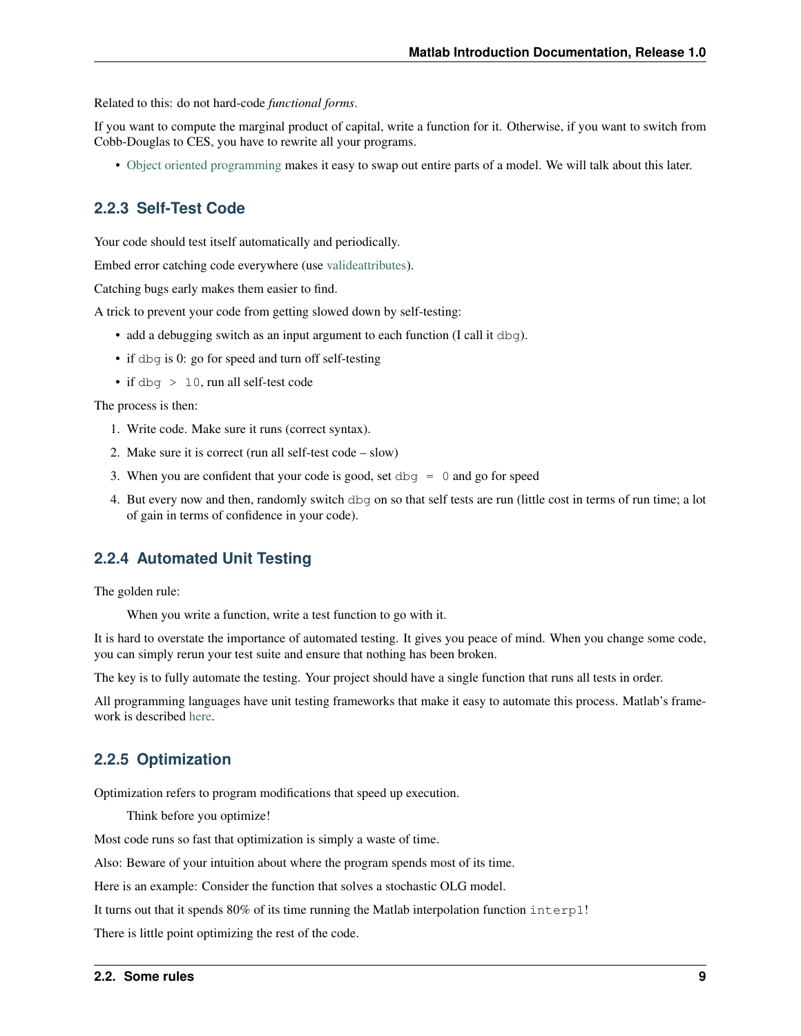Related to this: do not hard-code *functional forms*.

If you want to compute the marginal product of capital, write a function for it. Otherwise, if you want to switch from Cobb-Douglas to CES, you have to rewrite all your programs.

- Object oriented programming makes it easy to swap out entire parts of a model. We will talk about this later.

### 2.2.3 Self-Test Code

Your code should test itself automatically and periodically.

Embed error catching code everywhere (use validateattributes).

Catching bugs early makes them easier to find.

A trick to prevent your code from getting slowed down by self-testing:

- add a debugging switch as an input argument to each function (I call it `dbg`).
- if `dbg` is 0: go for speed and turn off self-testing
- if `dbg > 10`, run all self-test code

The process is then:

1. Write code. Make sure it runs (correct syntax).
2. Make sure it is correct (run all self-test code – slow)
3. When you are confident that your code is good, set `dbg = 0` and go for speed
4. But every now and then, randomly switch `dbg` on so that self tests are run (little cost in terms of run time; a lot of gain in terms of confidence in your code).

### 2.2.4 Automated Unit Testing

The golden rule:

> When you write a function, write a test function to go with it.

It is hard to overstate the importance of automated testing. It gives you peace of mind. When you change some code, you can simply rerun your test suite and ensure that nothing has been broken.

The key is to fully automate the testing. Your project should have a single function that runs all tests in order.

All programming languages have unit testing frameworks that make it easy to automate this process. Matlab's framework is described here.

### 2.2.5 Optimization

Optimization refers to program modifications that speed up execution.

> Think before you optimize!

Most code runs so fast that optimization is simply a waste of time.

Also: Beware of your intuition about where the program spends most of its time.

Here is an example: Consider the function that solves a stochastic OLG model.

It turns out that it spends 80% of its time running the Matlab interpolation function `interp1`!

There is little point optimizing the rest of the code.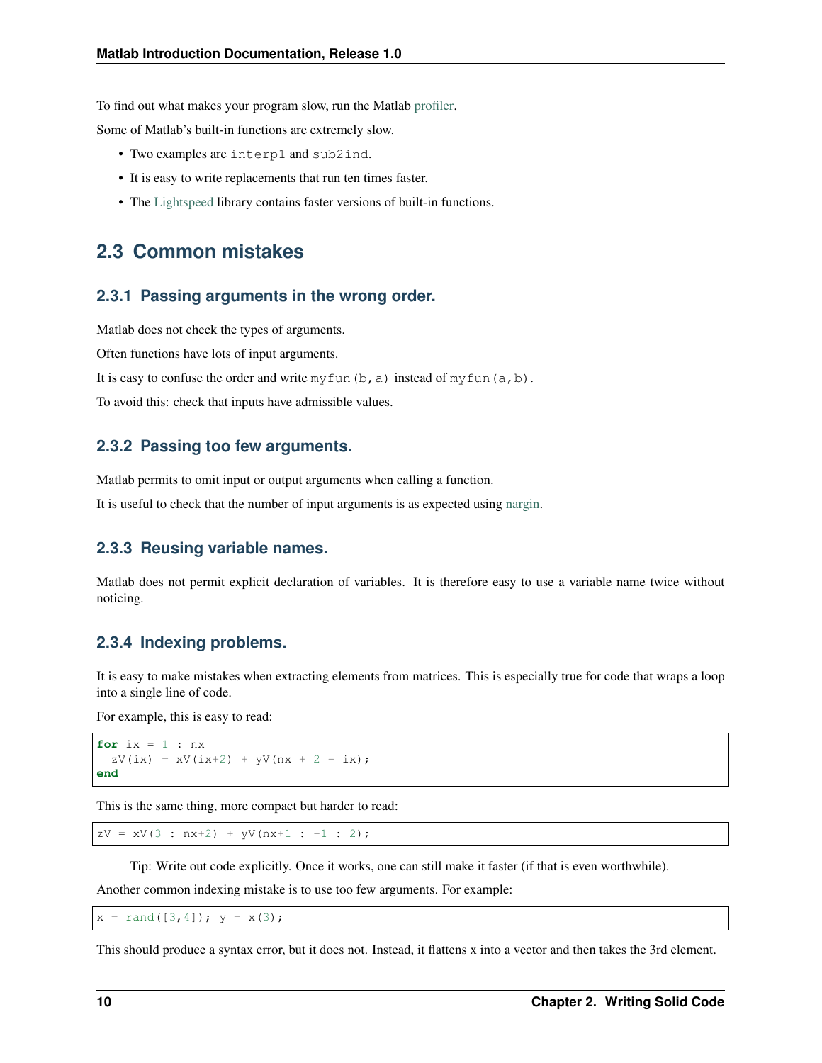To find out what makes your program slow, run the Matlab profiler.

Some of Matlab's built-in functions are extremely slow.

- Two examples are `interp1` and `sub2ind`.
- It is easy to write replacements that run ten times faster.
- The Lightspeed library contains faster versions of built-in functions.

## 2.3 Common mistakes

### 2.3.1 Passing arguments in the wrong order.

Matlab does not check the types of arguments.

Often functions have lots of input arguments.

It is easy to confuse the order and write `myfun(b,a)` instead of `myfun(a,b)`.

To avoid this: check that inputs have admissible values.

### 2.3.2 Passing too few arguments.

Matlab permits to omit input or output arguments when calling a function.

It is useful to check that the number of input arguments is as expected using nargin.

### 2.3.3 Reusing variable names.

Matlab does not permit explicit declaration of variables. It is therefore easy to use a variable name twice without noticing.

### 2.3.4 Indexing problems.

It is easy to make mistakes when extracting elements from matrices. This is especially true for code that wraps a loop into a single line of code.

For example, this is easy to read:

```
for ix = 1 : nx
  zV(ix) = xV(ix+2) + yV(nx + 2 - ix);
end
```

This is the same thing, more compact but harder to read:

```
zV = xV(3 : nx+2) + yV(nx+1 : -1 : 2);
```

> Tip: Write out code explicitly. Once it works, one can still make it faster (if that is even worthwhile).

Another common indexing mistake is to use too few arguments. For example:

```
x = rand([3,4]); y = x(3);
```

This should produce a syntax error, but it does not. Instead, it flattens x into a vector and then takes the 3rd element.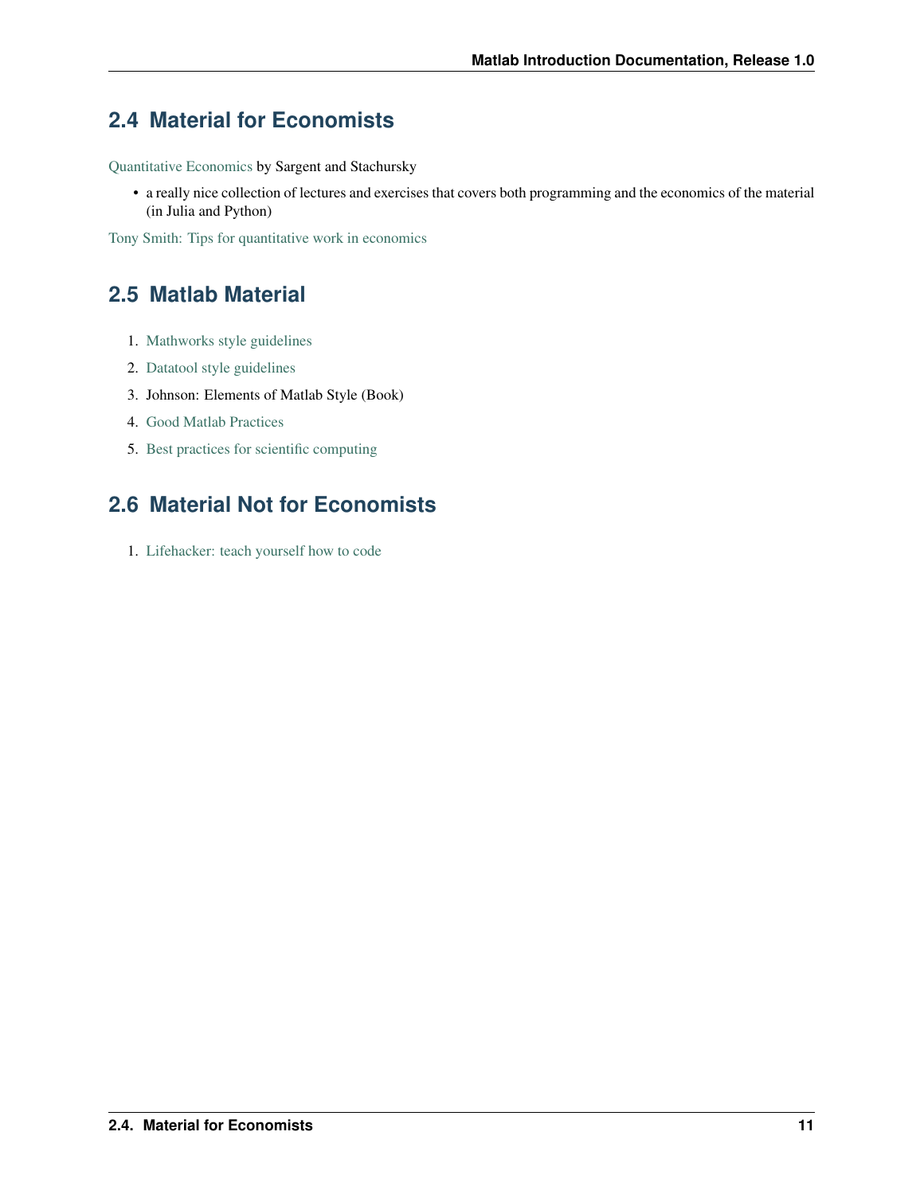## 2.4 Material for Economists

Quantitative Economics by Sargent and Stachursky

- a really nice collection of lectures and exercises that covers both programming and the economics of the material (in Julia and Python)

Tony Smith: Tips for quantitative work in economics

## 2.5 Matlab Material

1. Mathworks style guidelines
2. Datatool style guidelines
3. Johnson: Elements of Matlab Style (Book)
4. Good Matlab Practices
5. Best practices for scientific computing

## 2.6 Material Not for Economists

1. Lifehacker: teach yourself how to code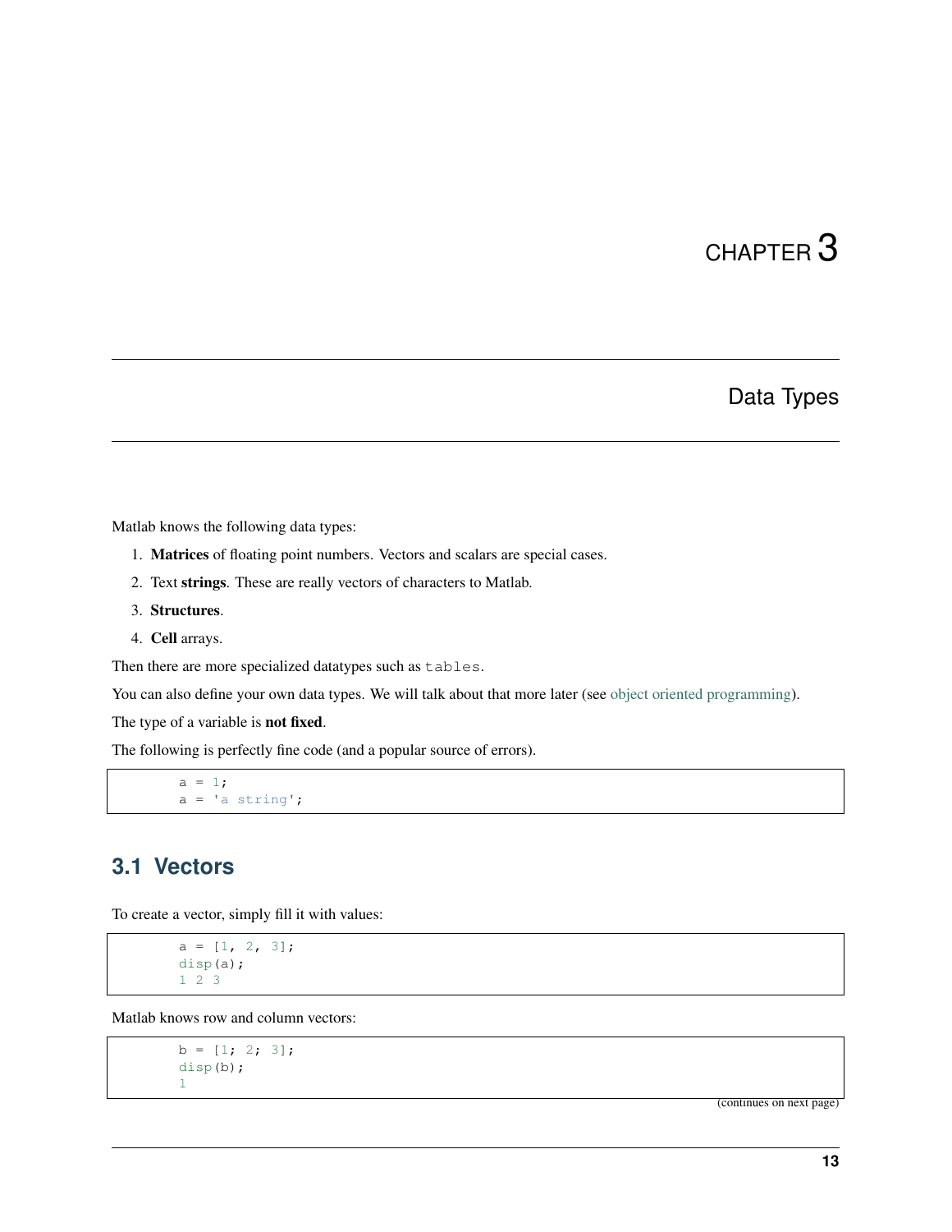# CHAPTER 3

# Data Types

Matlab knows the following data types:

1. **Matrices** of floating point numbers. Vectors and scalars are special cases.
2. Text **strings**. These are really vectors of characters to Matlab.
3. **Structures**.
4. **Cell** arrays.

Then there are more specialized datatypes such as `tables`.

You can also define your own data types. We will talk about that more later (see object oriented programming).

The type of a variable is **not fixed**.

The following is perfectly fine code (and a popular source of errors).

```
a = 1;
a = 'a string';
```

## 3.1 Vectors

To create a vector, simply fill it with values:

```
a = [1, 2, 3];
disp(a);
1 2 3
```

Matlab knows row and column vectors:

```
b = [1; 2; 3];
disp(b);
1
```

(continues on next page)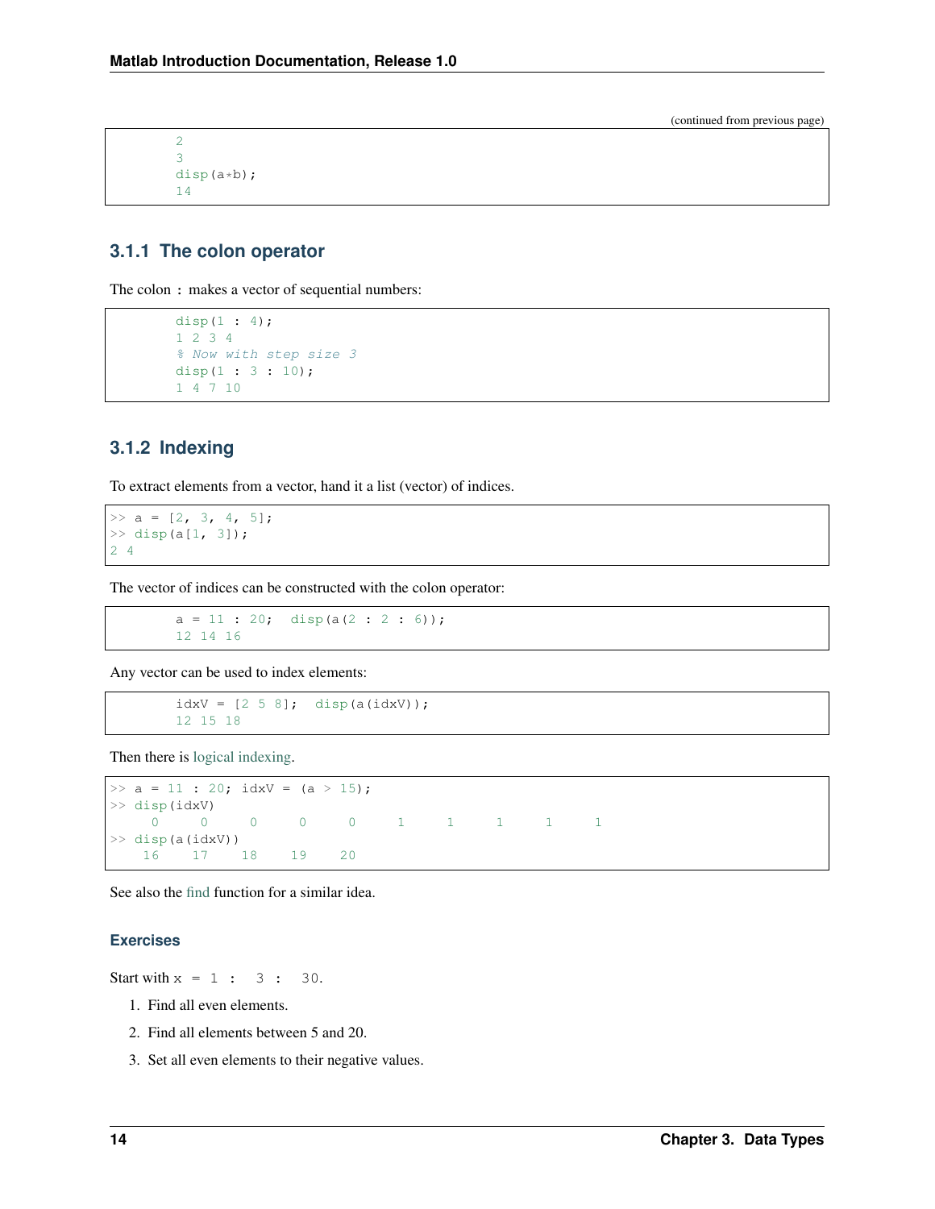(continued from previous page)

```
        2
        3
        disp(a*b);
        14
```

### 3.1.1 The colon operator

The colon `:` makes a vector of sequential numbers:

```
        disp(1 : 4);
        1 2 3 4
        % Now with step size 3
        disp(1 : 3 : 10);
        1 4 7 10
```

### 3.1.2 Indexing

To extract elements from a vector, hand it a list (vector) of indices.

```
>> a = [2, 3, 4, 5];
>> disp(a[1, 3]);
2 4
```

The vector of indices can be constructed with the colon operator:

```
        a = 11 : 20;  disp(a(2 : 2 : 6));
        12 14 16
```

Any vector can be used to index elements:

```
        idxV = [2 5 8];  disp(a(idxV));
        12 15 18
```

Then there is logical indexing.

```
>> a = 11 : 20; idxV = (a > 15);
>> disp(idxV)
     0     0     0     0     0     1     1     1     1     1
>> disp(a(idxV))
    16    17    18    19    20
```

See also the find function for a similar idea.

#### Exercises

Start with `x = 1 : 3 : 30`.

1. Find all even elements.
2. Find all elements between 5 and 20.
3. Set all even elements to their negative values.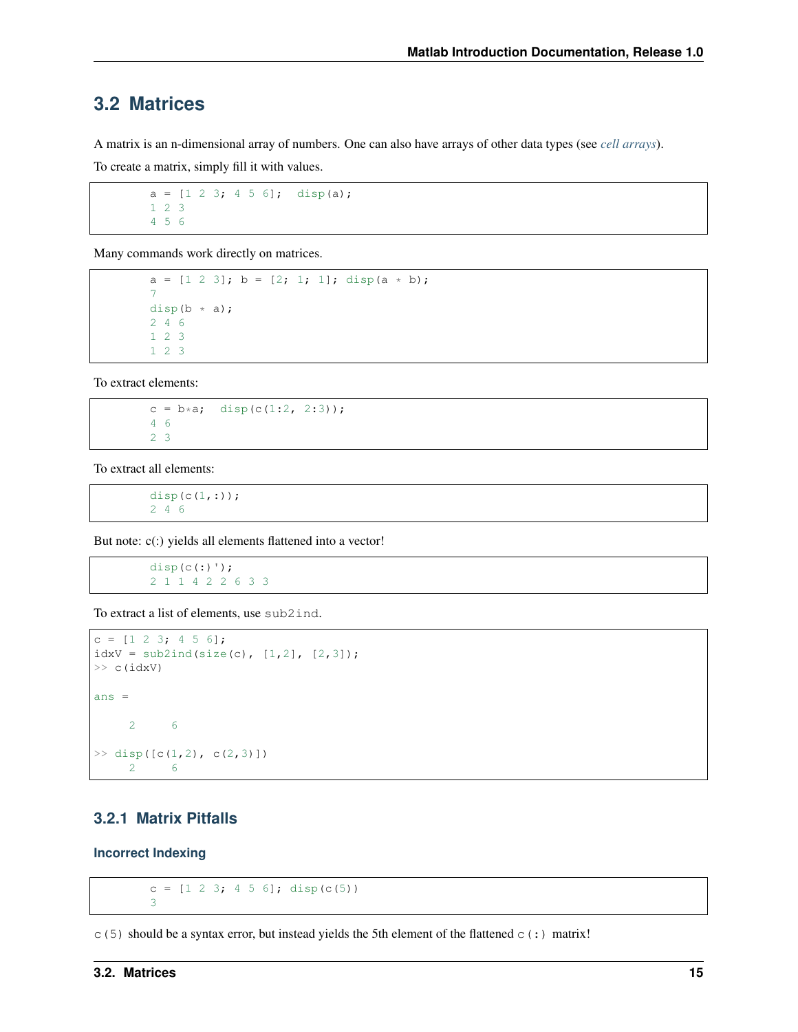## 3.2 Matrices

A matrix is an n-dimensional array of numbers. One can also have arrays of other data types (see *cell arrays*).

To create a matrix, simply fill it with values.

```
a = [1 2 3; 4 5 6];  disp(a);
1 2 3
4 5 6
```

Many commands work directly on matrices.

```
a = [1 2 3]; b = [2; 1; 1]; disp(a * b);
7
disp(b * a);
2 4 6
1 2 3
1 2 3
```

To extract elements:

```
c = b*a;  disp(c(1:2, 2:3));
4 6
2 3
```

To extract all elements:

```
disp(c(1,:));
2 4 6
```

But note: c(:) yields all elements flattened into a vector!

```
disp(c(:)');
2 1 1 4 2 2 6 3 3
```

To extract a list of elements, use `sub2ind`.

```
c = [1 2 3; 4 5 6];
idxV = sub2ind(size(c), [1,2], [2,3]);
>> c(idxV)

ans =

     2     6

>> disp([c(1,2), c(2,3)])
     2     6
```

### 3.2.1 Matrix Pitfalls

#### Incorrect Indexing

```
c = [1 2 3; 4 5 6]; disp(c(5))
3
```

`c(5)` should be a syntax error, but instead yields the 5th element of the flattened `c(:)` matrix!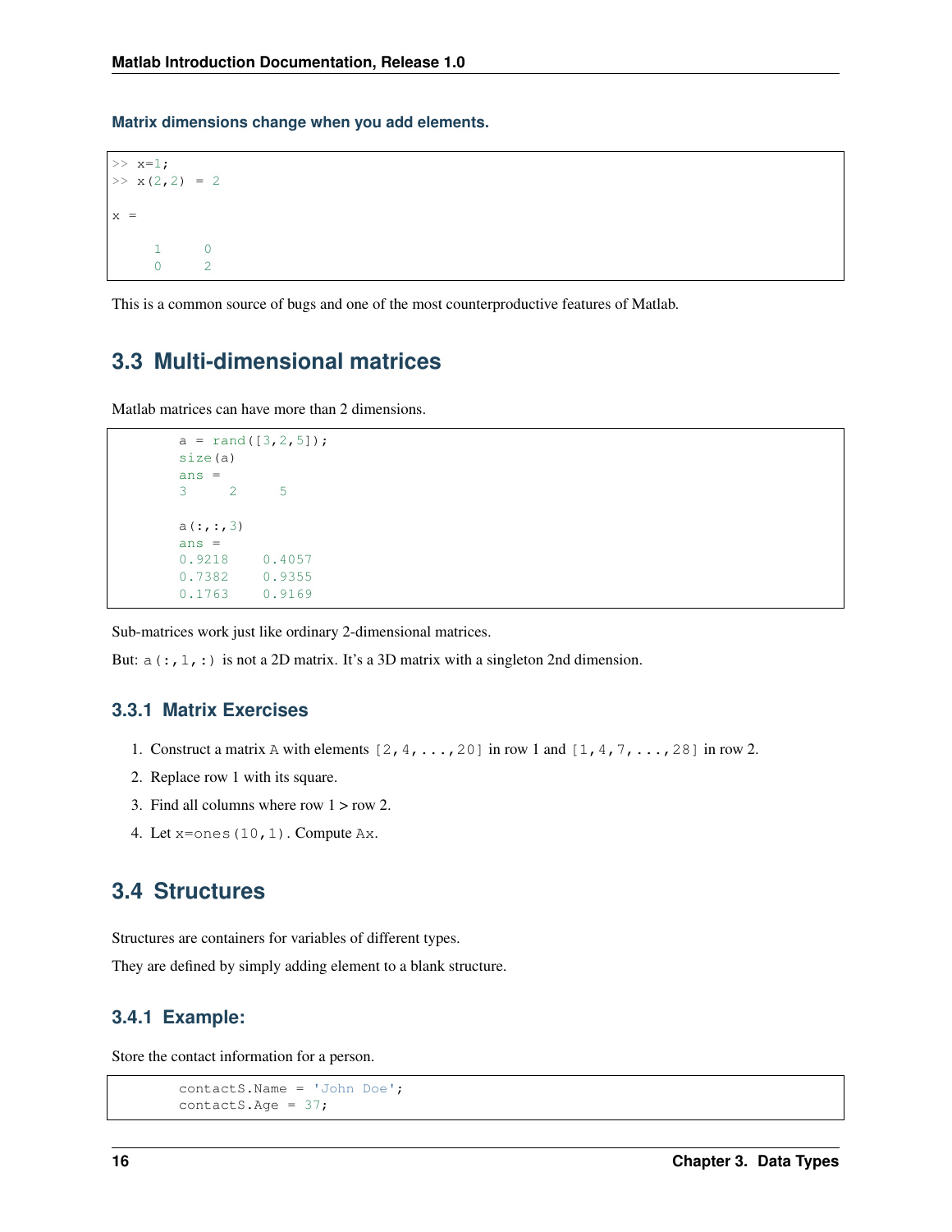#### Matrix dimensions change when you add elements.

```
>> x=1;
>> x(2,2) = 2

x =

     1     0
     0     2
```

This is a common source of bugs and one of the most counterproductive features of Matlab.

## 3.3 Multi-dimensional matrices

Matlab matrices can have more than 2 dimensions.

```
        a = rand([3,2,5]);
        size(a)
        ans =
        3     2     5

        a(:,:,3)
        ans =
        0.9218    0.4057
        0.7382    0.9355
        0.1763    0.9169
```

Sub-matrices work just like ordinary 2-dimensional matrices.

But: `a(:,1,:)` is not a 2D matrix. It's a 3D matrix with a singleton 2nd dimension.

### 3.3.1 Matrix Exercises

1. Construct a matrix `A` with elements `[2,4,...,20]` in row 1 and `[1,4,7,...,28]` in row 2.
2. Replace row 1 with its square.
3. Find all columns where row 1 > row 2.
4. Let `x=ones(10,1)`. Compute `Ax`.

## 3.4 Structures

Structures are containers for variables of different types.

They are defined by simply adding element to a blank structure.

### 3.4.1 Example:

Store the contact information for a person.

```
        contactS.Name = 'John Doe';
        contactS.Age = 37;
```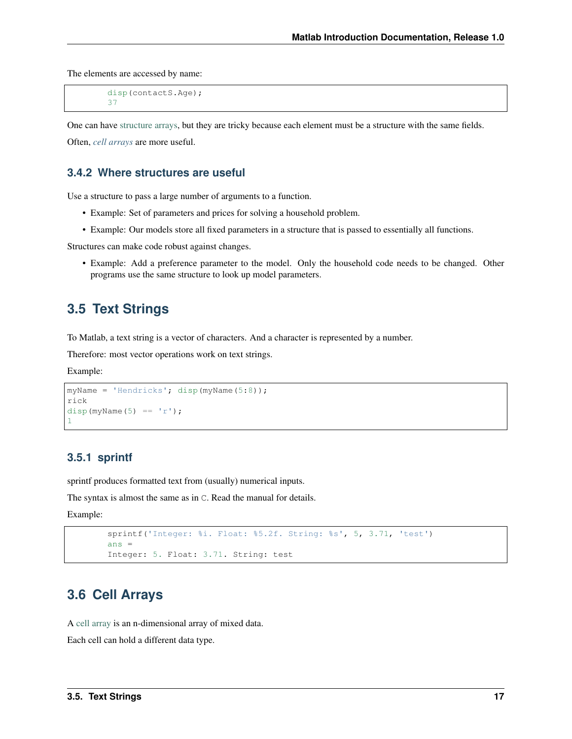The elements are accessed by name:

```
disp(contactS.Age);
37
```

One can have structure arrays, but they are tricky because each element must be a structure with the same fields.

Often, *cell arrays* are more useful.

### 3.4.2 Where structures are useful

Use a structure to pass a large number of arguments to a function.

- Example: Set of parameters and prices for solving a household problem.
- Example: Our models store all fixed parameters in a structure that is passed to essentially all functions.

Structures can make code robust against changes.

- Example: Add a preference parameter to the model. Only the household code needs to be changed. Other programs use the same structure to look up model parameters.

## 3.5 Text Strings

To Matlab, a text string is a vector of characters. And a character is represented by a number.

Therefore: most vector operations work on text strings.

Example:

```
myName = 'Hendricks'; disp(myName(5:8));
rick
disp(myName(5) == 'r');
1
```

### 3.5.1 sprintf

sprintf produces formatted text from (usually) numerical inputs.

The syntax is almost the same as in C. Read the manual for details.

Example:

```
sprintf('Integer: %i. Float: %5.2f. String: %s', 5, 3.71, 'test')
ans =
Integer: 5. Float: 3.71. String: test
```

## 3.6 Cell Arrays

A cell array is an n-dimensional array of mixed data.

Each cell can hold a different data type.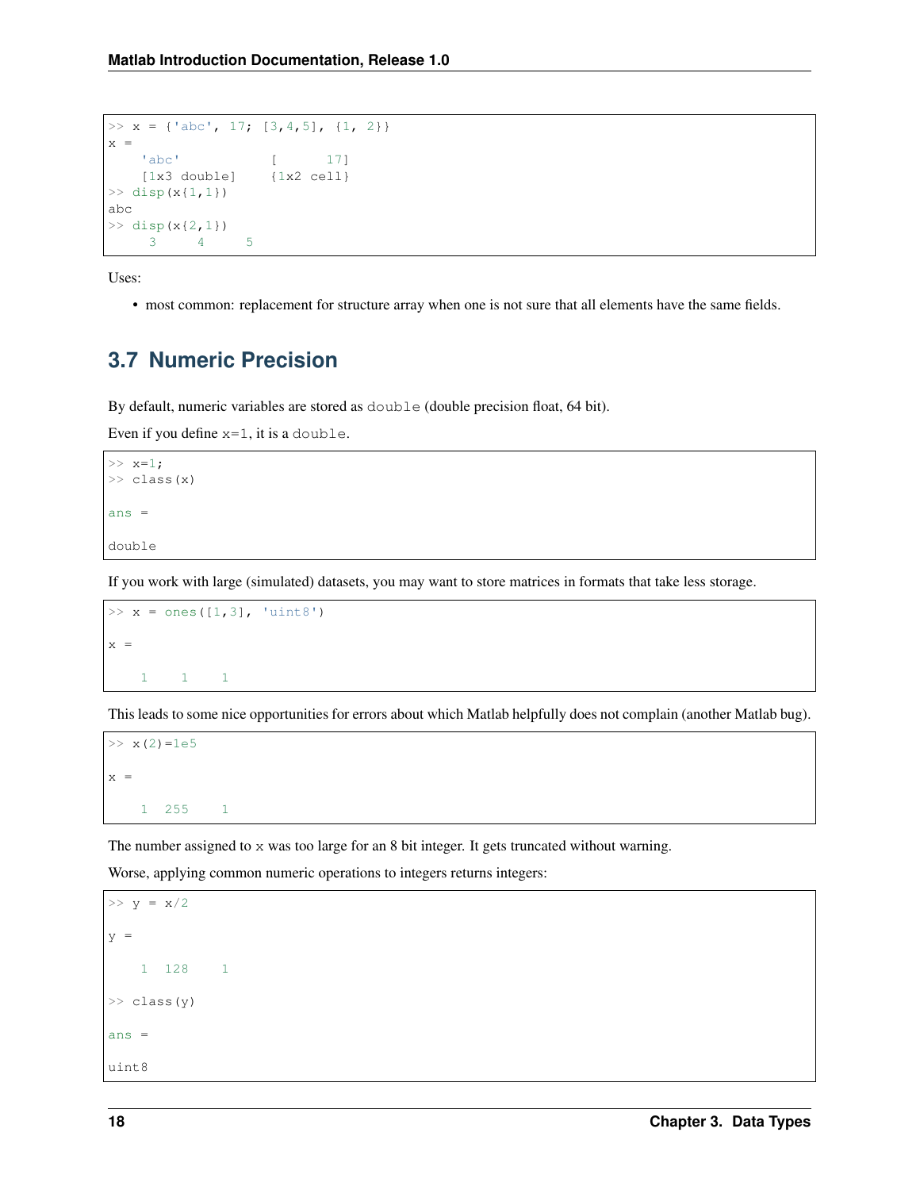```
>> x = {'abc', 17; [3,4,5], {1, 2}}
x =
    'abc'            [       17]
    [1x3 double]     {1x2 cell}
>> disp(x{1,1})
abc
>> disp(x{2,1})
     3     4     5
```

Uses:

- most common: replacement for structure array when one is not sure that all elements have the same fields.

## 3.7 Numeric Precision

By default, numeric variables are stored as `double` (double precision float, 64 bit).

Even if you define `x=1`, it is a `double`.

```
>> x=1;
>> class(x)

ans =

double
```

If you work with large (simulated) datasets, you may want to store matrices in formats that take less storage.

```
>> x = ones([1,3], 'uint8')

x =

    1    1    1
```

This leads to some nice opportunities for errors about which Matlab helpfully does not complain (another Matlab bug).

```
>> x(2)=1e5

x =

    1  255    1
```

The number assigned to `x` was too large for an 8 bit integer. It gets truncated without warning.

Worse, applying common numeric operations to integers returns integers:

```
>> y = x/2

y =

    1  128    1

>> class(y)

ans =

uint8
```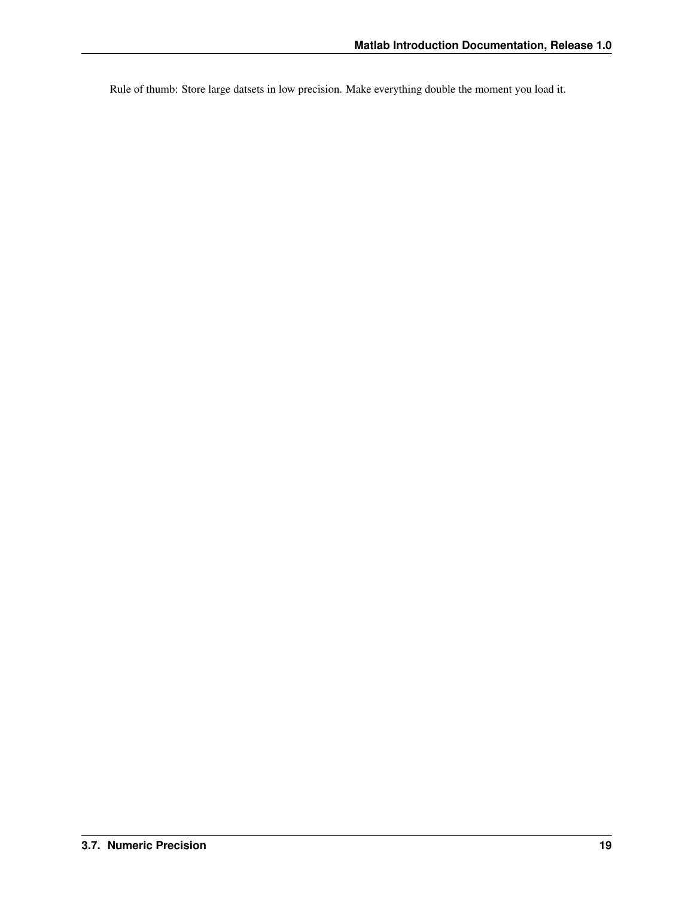Rule of thumb: Store large datsets in low precision. Make everything double the moment you load it.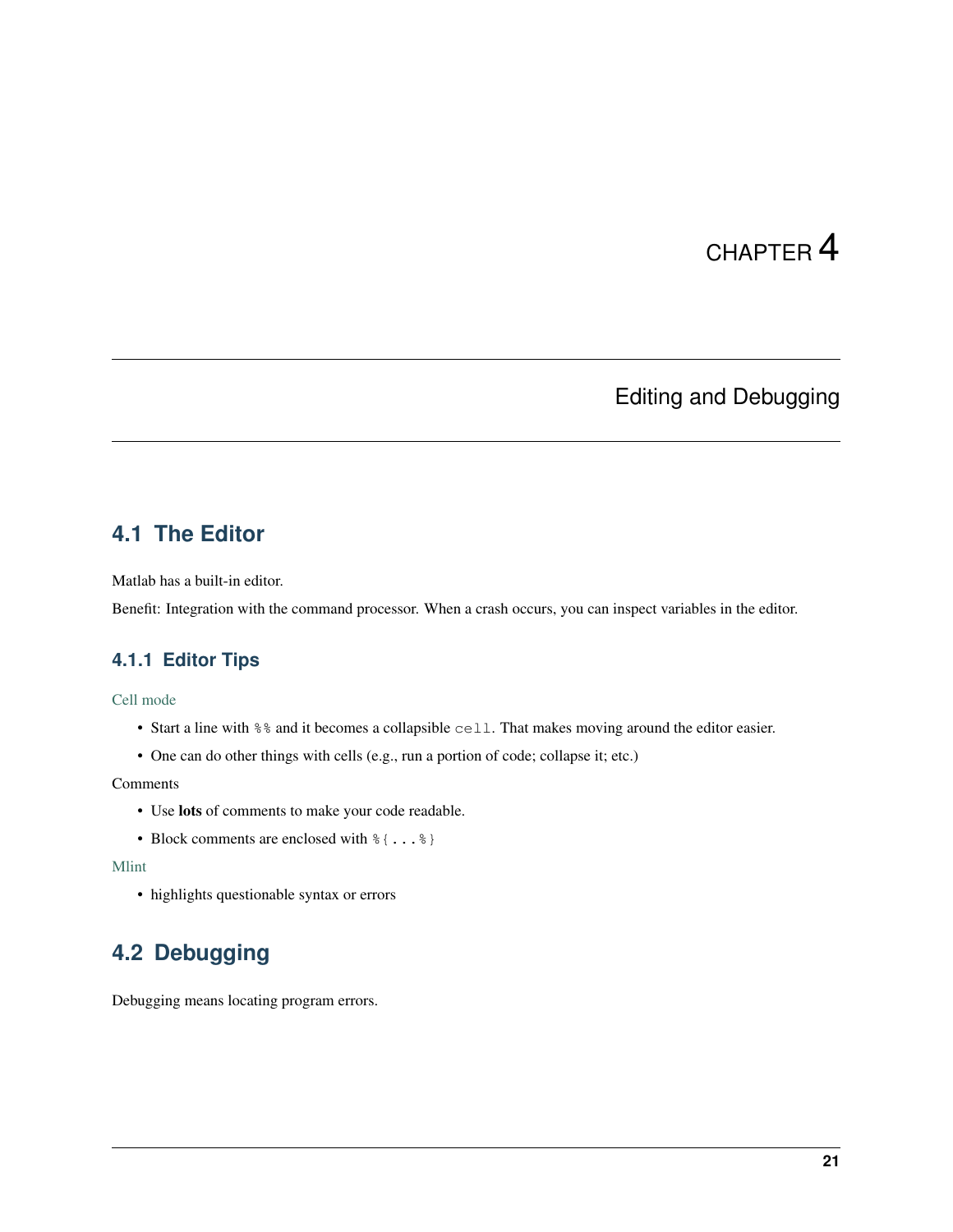# CHAPTER 4

# Editing and Debugging

## 4.1 The Editor

Matlab has a built-in editor.

Benefit: Integration with the command processor. When a crash occurs, you can inspect variables in the editor.

### 4.1.1 Editor Tips

Cell mode

- Start a line with `%%` and it becomes a collapsible `cell`. That makes moving around the editor easier.
- One can do other things with cells (e.g., run a portion of code; collapse it; etc.)

Comments

- Use **lots** of comments to make your code readable.
- Block comments are enclosed with `%{ ... %}`

Mlint

- highlights questionable syntax or errors

## 4.2 Debugging

Debugging means locating program errors.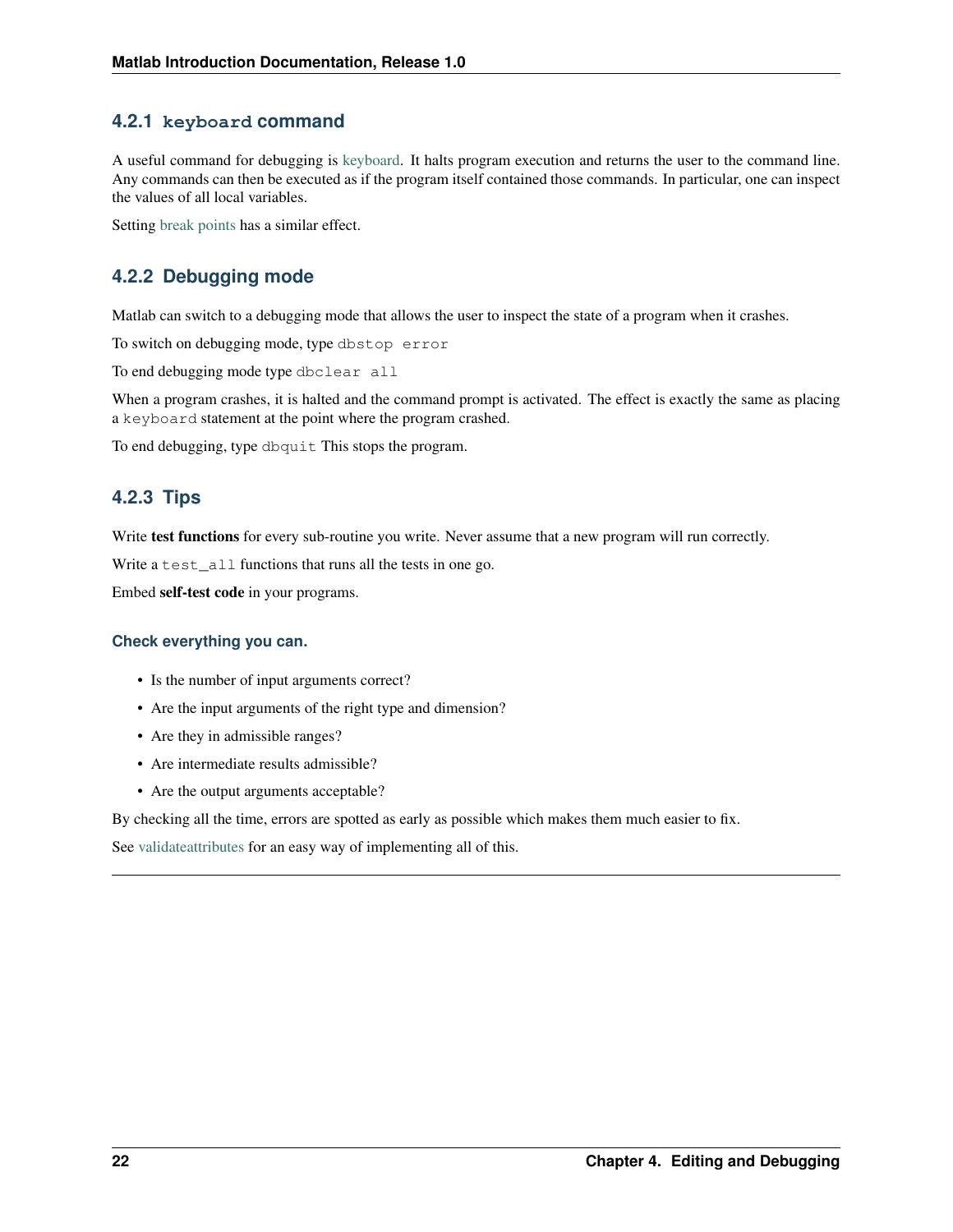### 4.2.1 `keyboard` command

A useful command for debugging is keyboard. It halts program execution and returns the user to the command line. Any commands can then be executed as if the program itself contained those commands. In particular, one can inspect the values of all local variables.

Setting break points has a similar effect.

### 4.2.2 Debugging mode

Matlab can switch to a debugging mode that allows the user to inspect the state of a program when it crashes.

To switch on debugging mode, type `dbstop error`

To end debugging mode type `dbclear all`

When a program crashes, it is halted and the command prompt is activated. The effect is exactly the same as placing a `keyboard` statement at the point where the program crashed.

To end debugging, type `dbquit` This stops the program.

### 4.2.3 Tips

Write **test functions** for every sub-routine you write. Never assume that a new program will run correctly.

Write a `test_all` functions that runs all the tests in one go.

Embed **self-test code** in your programs.

#### Check everything you can.

- Is the number of input arguments correct?
- Are the input arguments of the right type and dimension?
- Are they in admissible ranges?
- Are intermediate results admissible?
- Are the output arguments acceptable?

By checking all the time, errors are spotted as early as possible which makes them much easier to fix.

See validateattributes for an easy way of implementing all of this.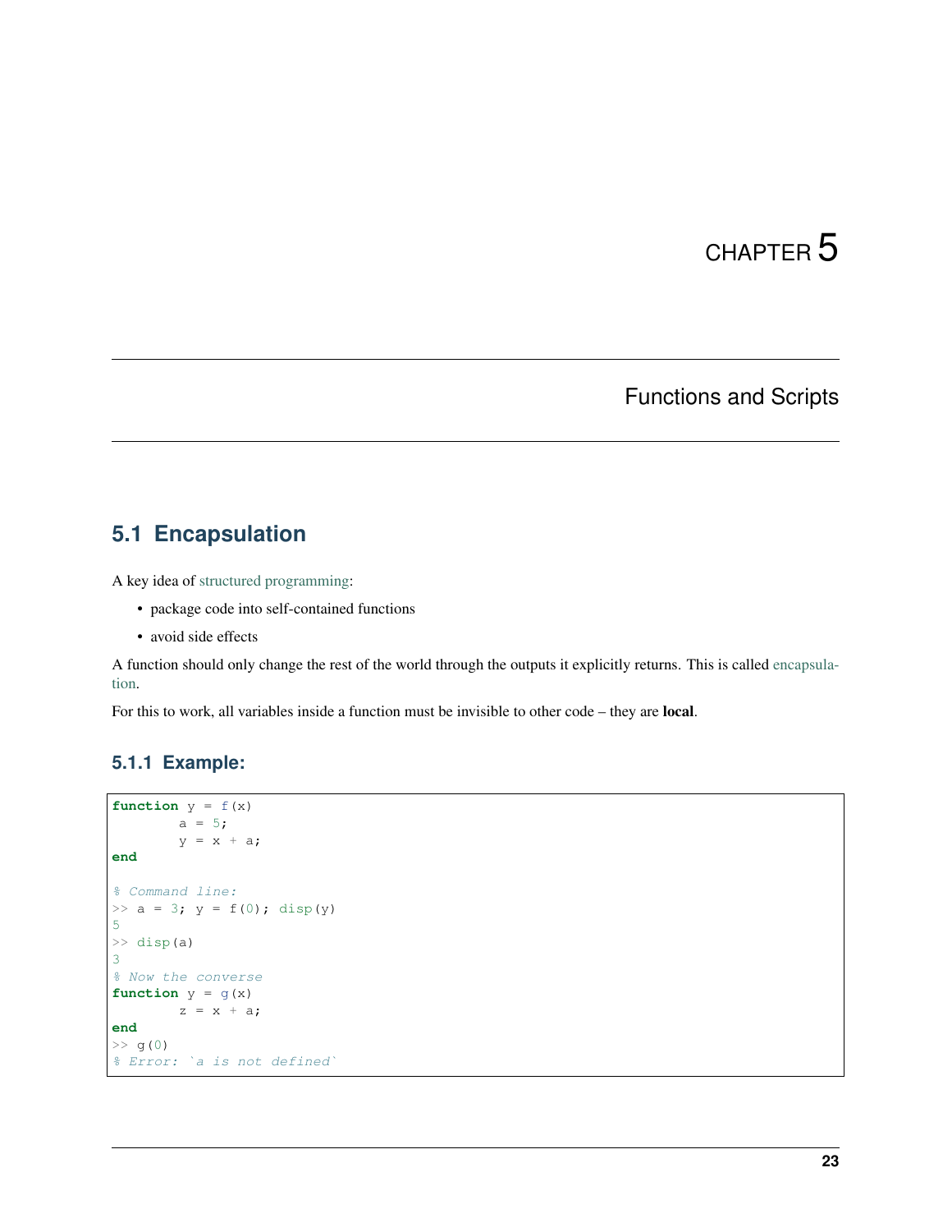# CHAPTER 5

## Functions and Scripts

### 5.1 Encapsulation

A key idea of structured programming:

- package code into self-contained functions
- avoid side effects

A function should only change the rest of the world through the outputs it explicitly returns. This is called encapsulation.

For this to work, all variables inside a function must be invisible to other code – they are **local**.

#### 5.1.1 Example:

```
function y = f(x)
        a = 5;
        y = x + a;
end

% Command line:
>> a = 3; y = f(0); disp(y)
5
>> disp(a)
3
% Now the converse
function y = g(x)
        z = x + a;
end
>> g(0)
% Error: `a is not defined`
```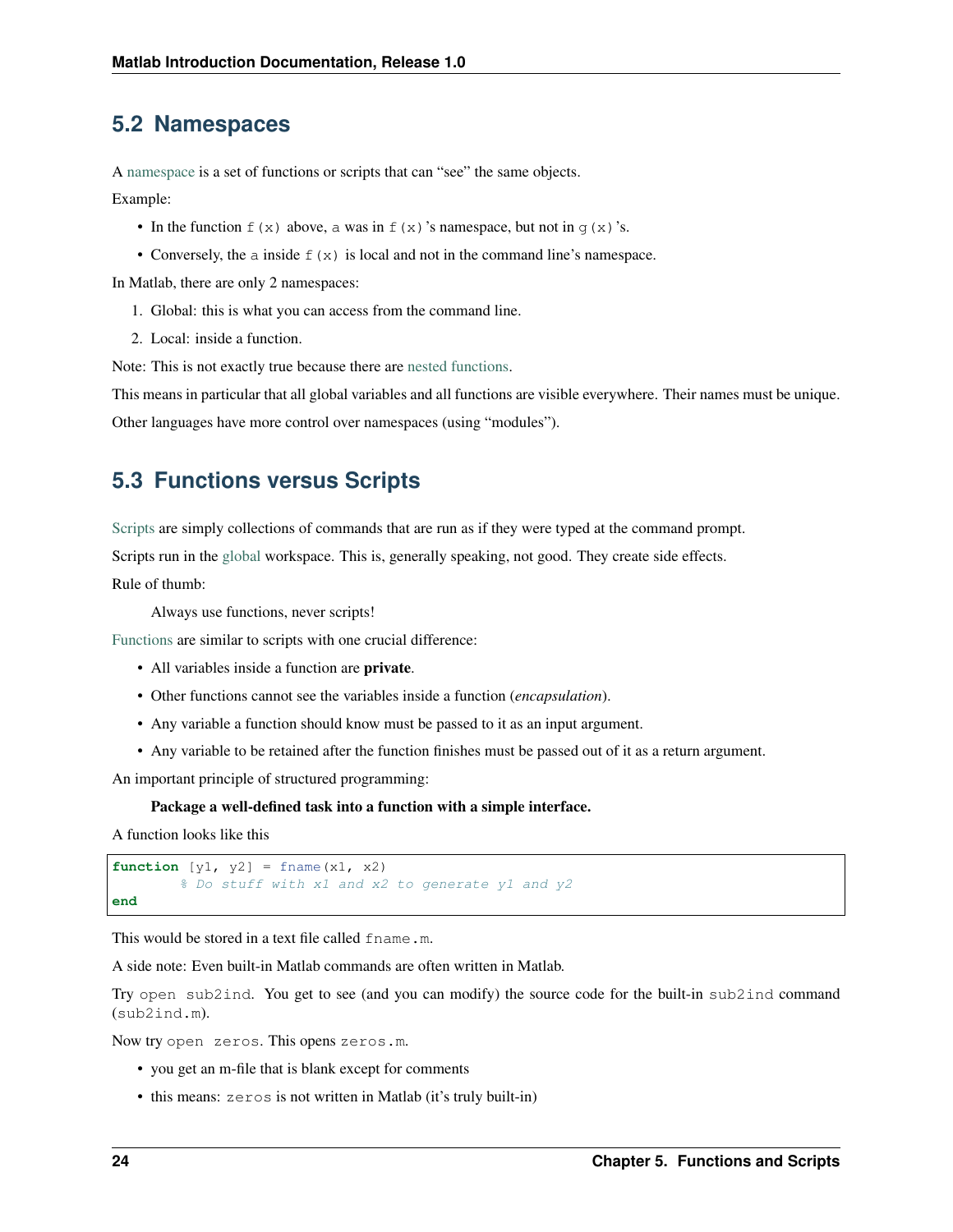## 5.2 Namespaces

A namespace is a set of functions or scripts that can "see" the same objects.

Example:

- In the function `f(x)` above, `a` was in `f(x)`'s namespace, but not in `g(x)`'s.
- Conversely, the `a` inside `f(x)` is local and not in the command line's namespace.

In Matlab, there are only 2 namespaces:

1. Global: this is what you can access from the command line.
2. Local: inside a function.

Note: This is not exactly true because there are nested functions.

This means in particular that all global variables and all functions are visible everywhere. Their names must be unique.

Other languages have more control over namespaces (using "modules").

## 5.3 Functions versus Scripts

Scripts are simply collections of commands that are run as if they were typed at the command prompt.

Scripts run in the global workspace. This is, generally speaking, not good. They create side effects.

Rule of thumb:

> Always use functions, never scripts!

Functions are similar to scripts with one crucial difference:

- All variables inside a function are **private**.
- Other functions cannot see the variables inside a function (*encapsulation*).
- Any variable a function should know must be passed to it as an input argument.
- Any variable to be retained after the function finishes must be passed out of it as a return argument.

An important principle of structured programming:

> **Package a well-defined task into a function with a simple interface.**

A function looks like this

```
function [y1, y2] = fname(x1, x2)
        % Do stuff with x1 and x2 to generate y1 and y2
end
```

This would be stored in a text file called `fname.m`.

A side note: Even built-in Matlab commands are often written in Matlab.

Try `open sub2ind`. You get to see (and you can modify) the source code for the built-in `sub2ind` command (`sub2ind.m`).

Now try `open zeros`. This opens `zeros.m`.

- you get an m-file that is blank except for comments
- this means: `zeros` is not written in Matlab (it's truly built-in)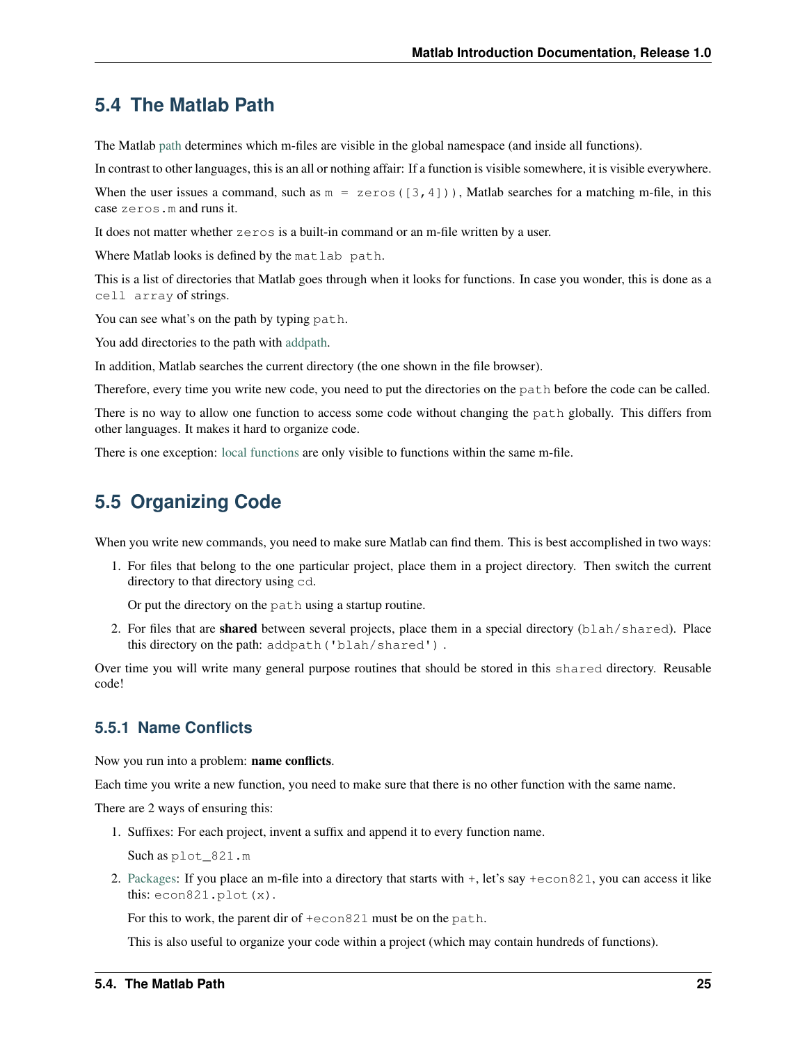## 5.4 The Matlab Path

The Matlab path determines which m-files are visible in the global namespace (and inside all functions).

In contrast to other languages, this is an all or nothing affair: If a function is visible somewhere, it is visible everywhere.

When the user issues a command, such as `m = zeros([3,4]))`, Matlab searches for a matching m-file, in this case `zeros.m` and runs it.

It does not matter whether `zeros` is a built-in command or an m-file written by a user.

Where Matlab looks is defined by the `matlab path`.

This is a list of directories that Matlab goes through when it looks for functions. In case you wonder, this is done as a `cell array` of strings.

You can see what's on the path by typing `path`.

You add directories to the path with addpath.

In addition, Matlab searches the current directory (the one shown in the file browser).

Therefore, every time you write new code, you need to put the directories on the `path` before the code can be called.

There is no way to allow one function to access some code without changing the `path` globally. This differs from other languages. It makes it hard to organize code.

There is one exception: local functions are only visible to functions within the same m-file.

## 5.5 Organizing Code

When you write new commands, you need to make sure Matlab can find them. This is best accomplished in two ways:

1. For files that belong to the one particular project, place them in a project directory. Then switch the current directory to that directory using `cd`.

   Or put the directory on the `path` using a startup routine.

2. For files that are **shared** between several projects, place them in a special directory (`blah/shared`). Place this directory on the path: `addpath('blah/shared')`.

Over time you will write many general purpose routines that should be stored in this `shared` directory. Reusable code!

### 5.5.1 Name Conflicts

Now you run into a problem: **name conflicts**.

Each time you write a new function, you need to make sure that there is no other function with the same name.

There are 2 ways of ensuring this:

1. Suffixes: For each project, invent a suffix and append it to every function name.

   Such as `plot_821.m`

2. Packages: If you place an m-file into a directory that starts with `+`, let's say `+econ821`, you can access it like this: `econ821.plot(x)`.

   For this to work, the parent dir of `+econ821` must be on the `path`.

   This is also useful to organize your code within a project (which may contain hundreds of functions).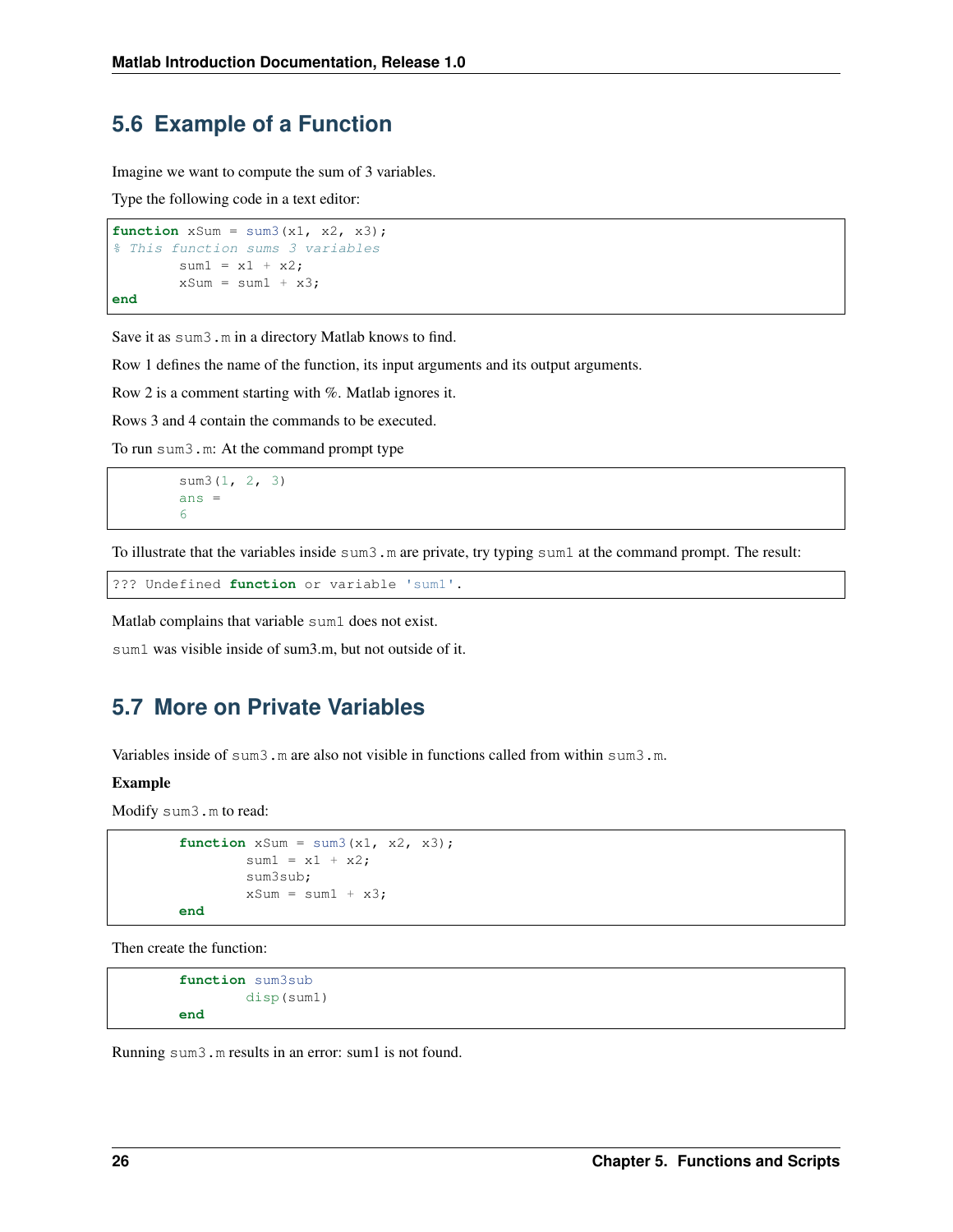## 5.6 Example of a Function

Imagine we want to compute the sum of 3 variables.

Type the following code in a text editor:

```
function xSum = sum3(x1, x2, x3);
% This function sums 3 variables
        sum1 = x1 + x2;
        xSum = sum1 + x3;
end
```

Save it as `sum3.m` in a directory Matlab knows to find.

Row 1 defines the name of the function, its input arguments and its output arguments.

Row 2 is a comment starting with %. Matlab ignores it.

Rows 3 and 4 contain the commands to be executed.

To run `sum3.m`: At the command prompt type

```
        sum3(1, 2, 3)
        ans =
        6
```

To illustrate that the variables inside `sum3.m` are private, try typing `sum1` at the command prompt. The result:

```
??? Undefined function or variable 'sum1'.
```

Matlab complains that variable `sum1` does not exist.

`sum1` was visible inside of sum3.m, but not outside of it.

## 5.7 More on Private Variables

Variables inside of `sum3.m` are also not visible in functions called from within `sum3.m`.

**Example**

Modify `sum3.m` to read:

```
        function xSum = sum3(x1, x2, x3);
                sum1 = x1 + x2;
                sum3sub;
                xSum = sum1 + x3;
        end
```

Then create the function:

```
        function sum3sub
                disp(sum1)
        end
```

Running `sum3.m` results in an error: sum1 is not found.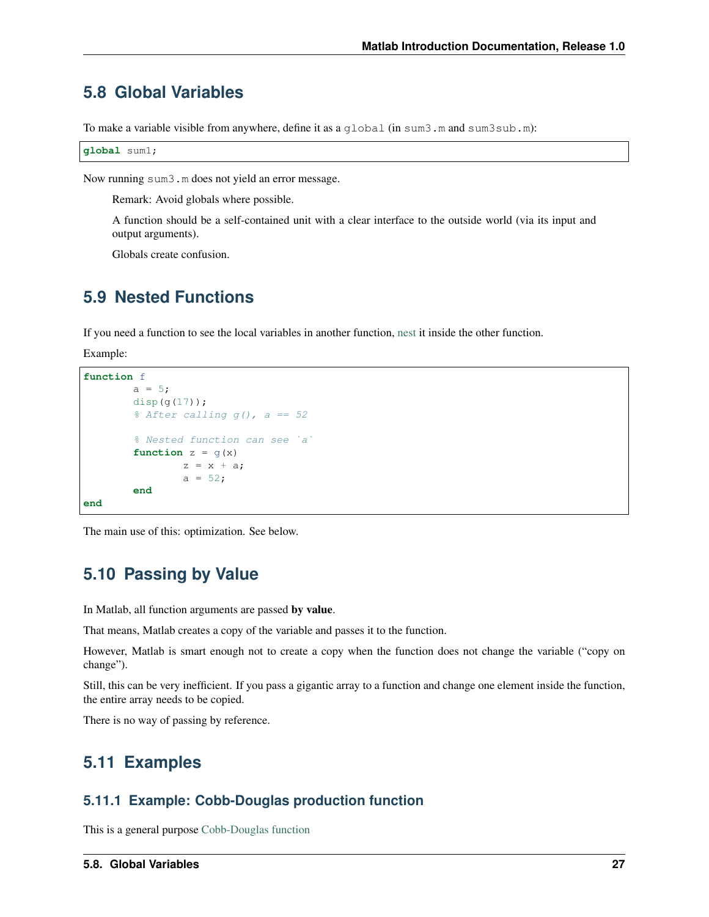## 5.8 Global Variables

To make a variable visible from anywhere, define it as a `global` (in `sum3.m` and `sum3sub.m`):

```
global sum1;
```

Now running `sum3.m` does not yield an error message.

> Remark: Avoid globals where possible.
>
> A function should be a self-contained unit with a clear interface to the outside world (via its input and output arguments).
>
> Globals create confusion.

## 5.9 Nested Functions

If you need a function to see the local variables in another function, nest it inside the other function.

Example:

```
function f
        a = 5;
        disp(g(17));
        % After calling g(), a == 52

        % Nested function can see `a`
        function z = g(x)
                z = x + a;
                a = 52;
        end
end
```

The main use of this: optimization. See below.

## 5.10 Passing by Value

In Matlab, all function arguments are passed **by value**.

That means, Matlab creates a copy of the variable and passes it to the function.

However, Matlab is smart enough not to create a copy when the function does not change the variable ("copy on change").

Still, this can be very inefficient. If you pass a gigantic array to a function and change one element inside the function, the entire array needs to be copied.

There is no way of passing by reference.

## 5.11 Examples

### 5.11.1 Example: Cobb-Douglas production function

This is a general purpose Cobb-Douglas function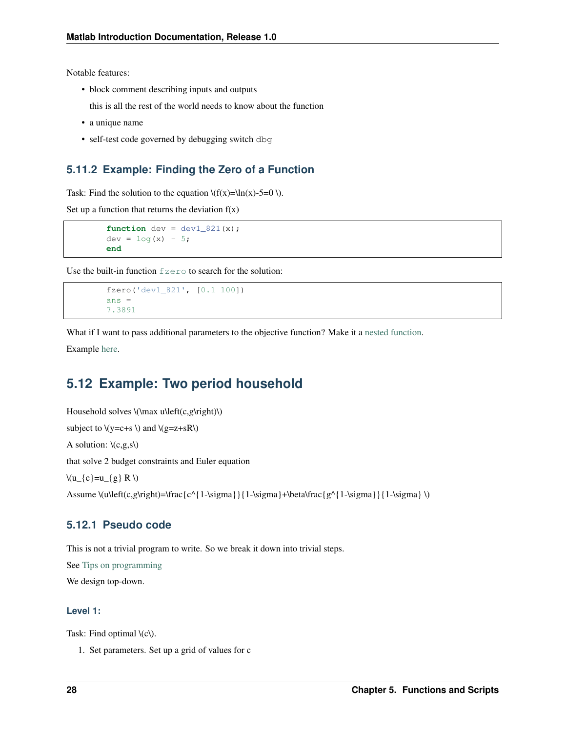Notable features:

- block comment describing inputs and outputs

  this is all the rest of the world needs to know about the function
- a unique name
- self-test code governed by debugging switch `dbg`

### 5.11.2 Example: Finding the Zero of a Function

Task: Find the solution to the equation $f(x)=\ln(x)-5=0$.

Set up a function that returns the deviation f(x)

```
function dev = dev1_821(x);
dev = log(x) - 5;
end
```

Use the built-in function `fzero` to search for the solution:

```
fzero('dev1_821', [0.1 100])
ans =
7.3891
```

What if I want to pass additional parameters to the objective function? Make it a nested function.

Example here.

## 5.12 Example: Two period household

Household solves $\max u\left(c,g\right)$

subject to $y=c+s$ and $g=z+sR$

A solution: $c,g,s$

that solve 2 budget constraints and Euler equation

$u_{c}=u_{g} R$

Assume $u\left(c,g\right)=\frac{c^{1-\sigma}}{1-\sigma}+\beta\frac{g^{1-\sigma}}{1-\sigma}$

### 5.12.1 Pseudo code

This is not a trivial program to write. So we break it down into trivial steps.

See Tips on programming

We design top-down.

#### Level 1:

Task: Find optimal $c$.

1. Set parameters. Set up a grid of values for c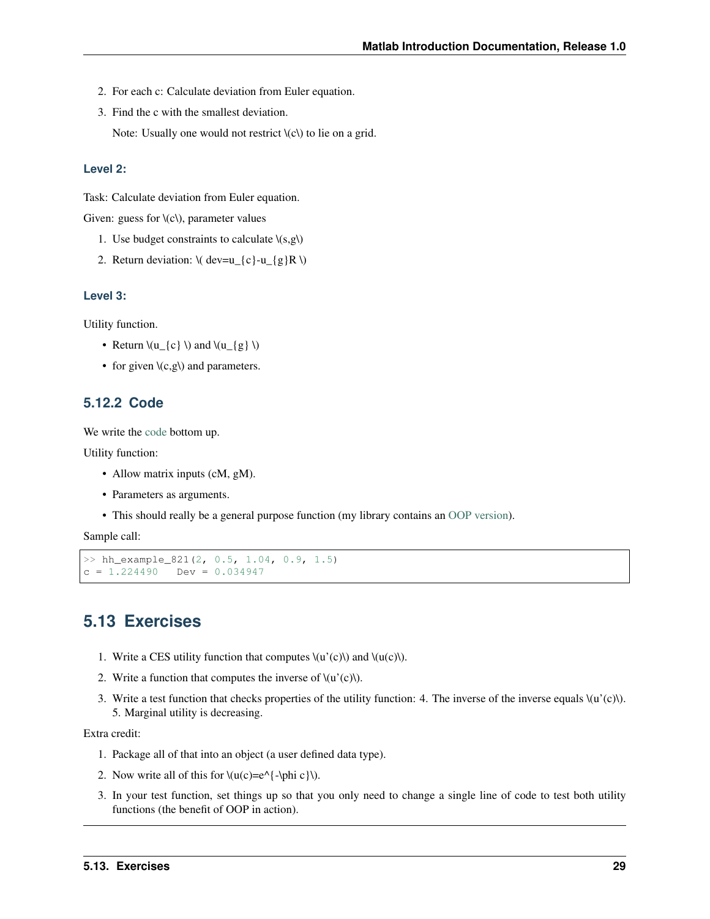2. For each c: Calculate deviation from Euler equation.
3. Find the c with the smallest deviation.

   Note: Usually one would not restrict $c$ to lie on a grid.

### Level 2:

Task: Calculate deviation from Euler equation.

Given: guess for $c$, parameter values

1. Use budget constraints to calculate $s,g$
2. Return deviation: $dev=u_{c}-u_{g}R$

### Level 3:

Utility function.

- Return $u_{c}$ and $u_{g}$
- for given $c,g$ and parameters.

## 5.12.2 Code

We write the code bottom up.

Utility function:

- Allow matrix inputs (cM, gM).
- Parameters as arguments.
- This should really be a general purpose function (my library contains an OOP version).

Sample call:

```
>> hh_example_821(2, 0.5, 1.04, 0.9, 1.5)
c = 1.224490   Dev = 0.034947
```

# 5.13 Exercises

1. Write a CES utility function that computes $u'(c)$ and $u(c)$.
2. Write a function that computes the inverse of $u'(c)$.
3. Write a test function that checks properties of the utility function: 4. The inverse of the inverse equals $u'(c)$. 5. Marginal utility is decreasing.

Extra credit:

1. Package all of that into an object (a user defined data type).
2. Now write all of this for $u(c)=e^{-\phi c}$.
3. In your test function, set things up so that you only need to change a single line of code to test both utility functions (the benefit of OOP in action).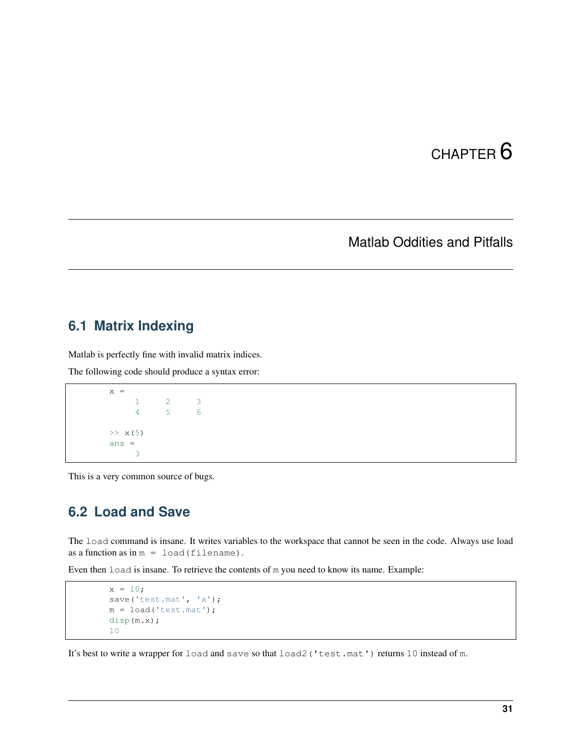# CHAPTER 6

## Matlab Oddities and Pitfalls

### 6.1 Matrix Indexing

Matlab is perfectly fine with invalid matrix indices.

The following code should produce a syntax error:

```
x =
     1     2     3
     4     5     6

>> x(5)
ans =
     3
```

This is a very common source of bugs.

### 6.2 Load and Save

The `load` command is insane. It writes variables to the workspace that cannot be seen in the code. Always use load as a function as in `m = load(filename)`.

Even then `load` is insane. To retrieve the contents of `m` you need to know its name. Example:

```
x = 10;
save('test.mat', 'x');
m = load('test.mat');
disp(m.x);
10
```

It's best to write a wrapper for `load` and `save` so that `load2('test.mat')` returns `10` instead of `m`.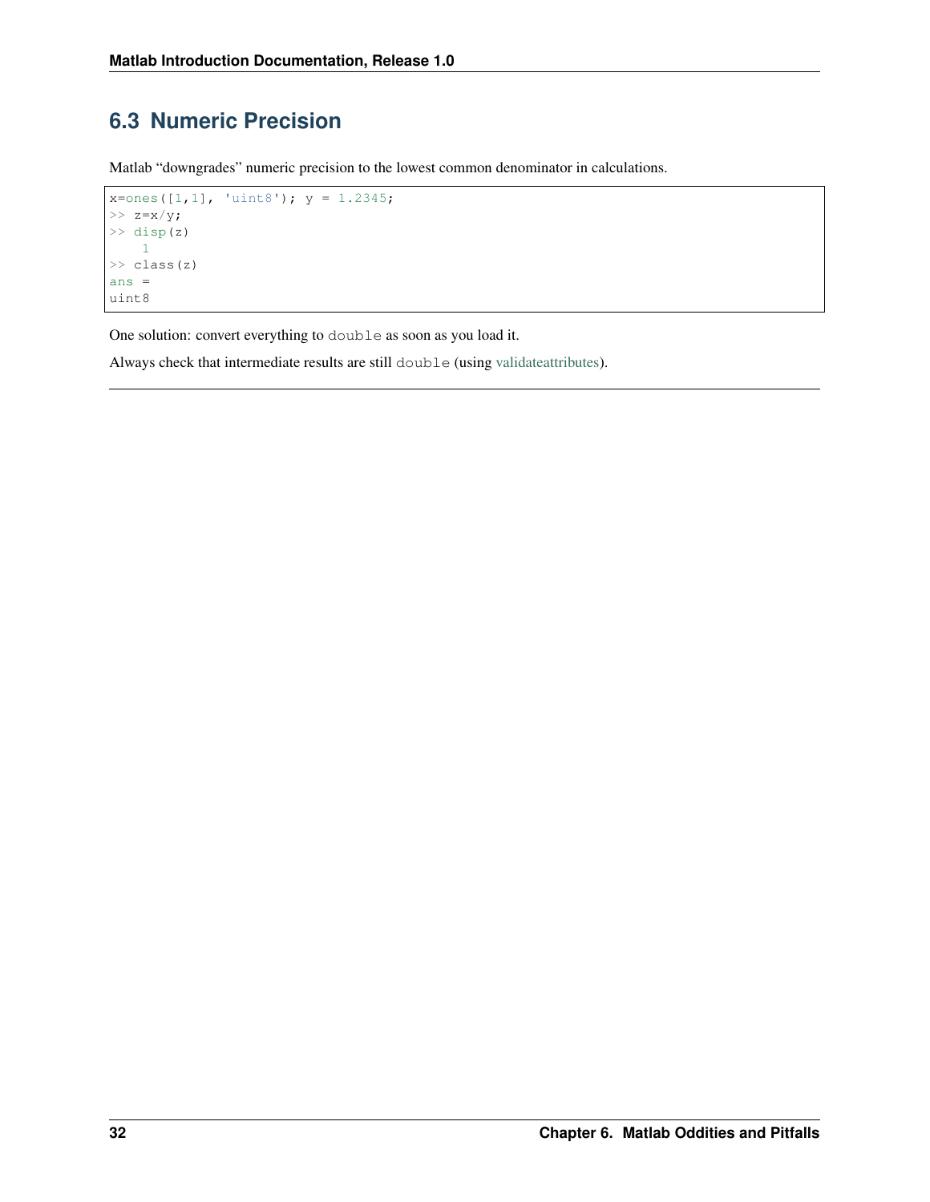## 6.3 Numeric Precision

Matlab "downgrades" numeric precision to the lowest common denominator in calculations.

```
x=ones([1,1], 'uint8'); y = 1.2345;
>> z=x/y;
>> disp(z)
    1
>> class(z)
ans =
uint8
```

One solution: convert everything to `double` as soon as you load it.

Always check that intermediate results are still `double` (using validateattributes).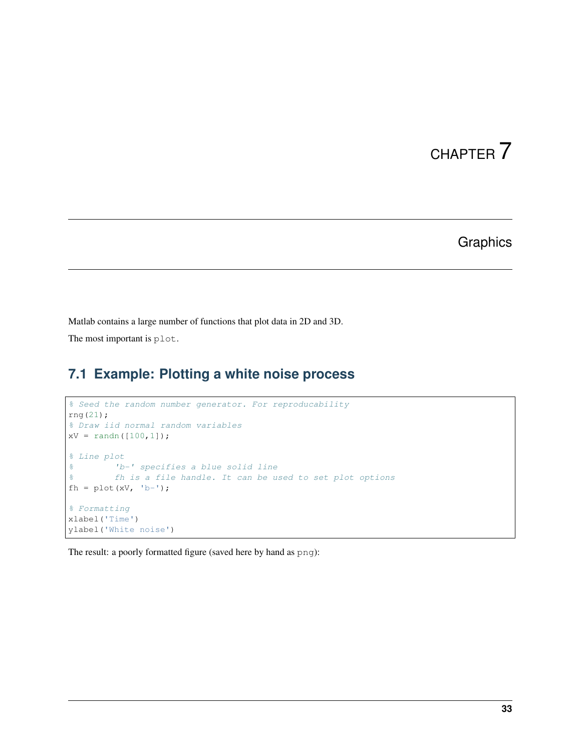# CHAPTER 7

# Graphics

Matlab contains a large number of functions that plot data in 2D and 3D.

The most important is `plot`.

## 7.1 Example: Plotting a white noise process

```
% Seed the random number generator. For reproducability
rng(21);
% Draw iid normal random variables
xV = randn([100,1]);

% Line plot
%        'b-' specifies a blue solid line
%        fh is a file handle. It can be used to set plot options
fh = plot(xV, 'b-');

% Formatting
xlabel('Time')
ylabel('White noise')
```

The result: a poorly formatted figure (saved here by hand as `png`):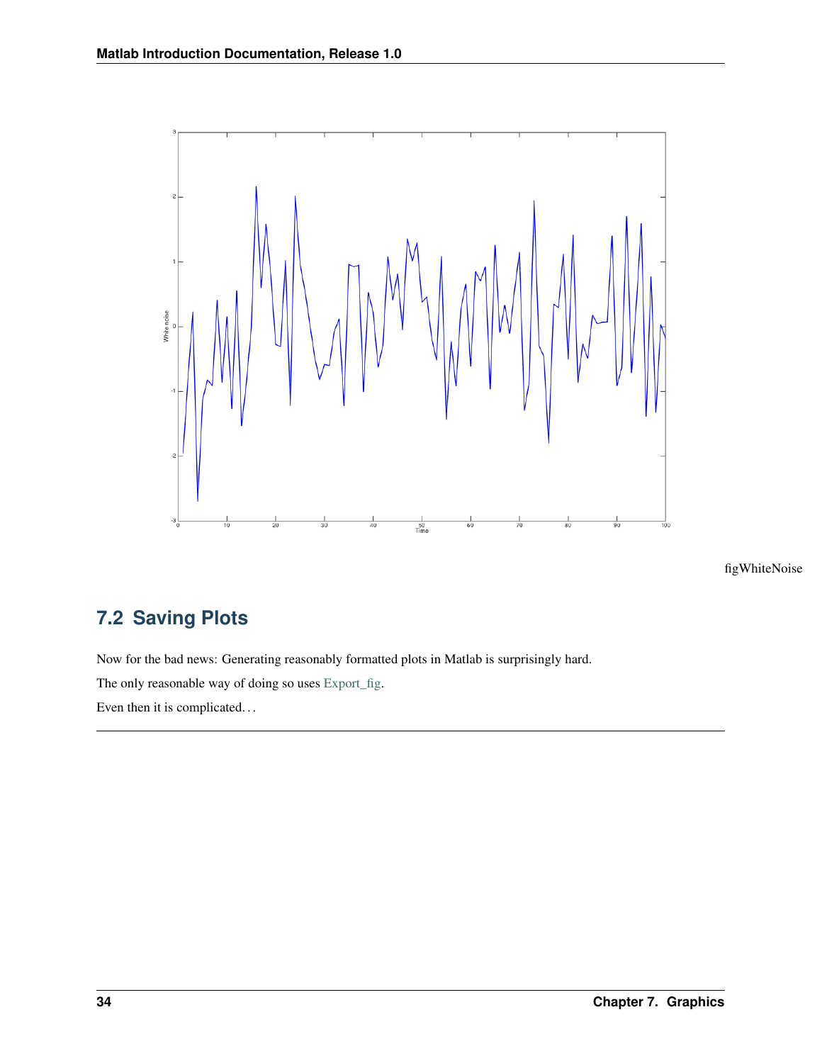3

2

1

0

-1

-2

-3

0 10 20 30 40 50 60 70 80 90 100

White noise

Time

figWhiteNoise

## 7.2 Saving Plots

Now for the bad news: Generating reasonably formatted plots in Matlab is surprisingly hard.

The only reasonable way of doing so uses Export_fig.

Even then it is complicated…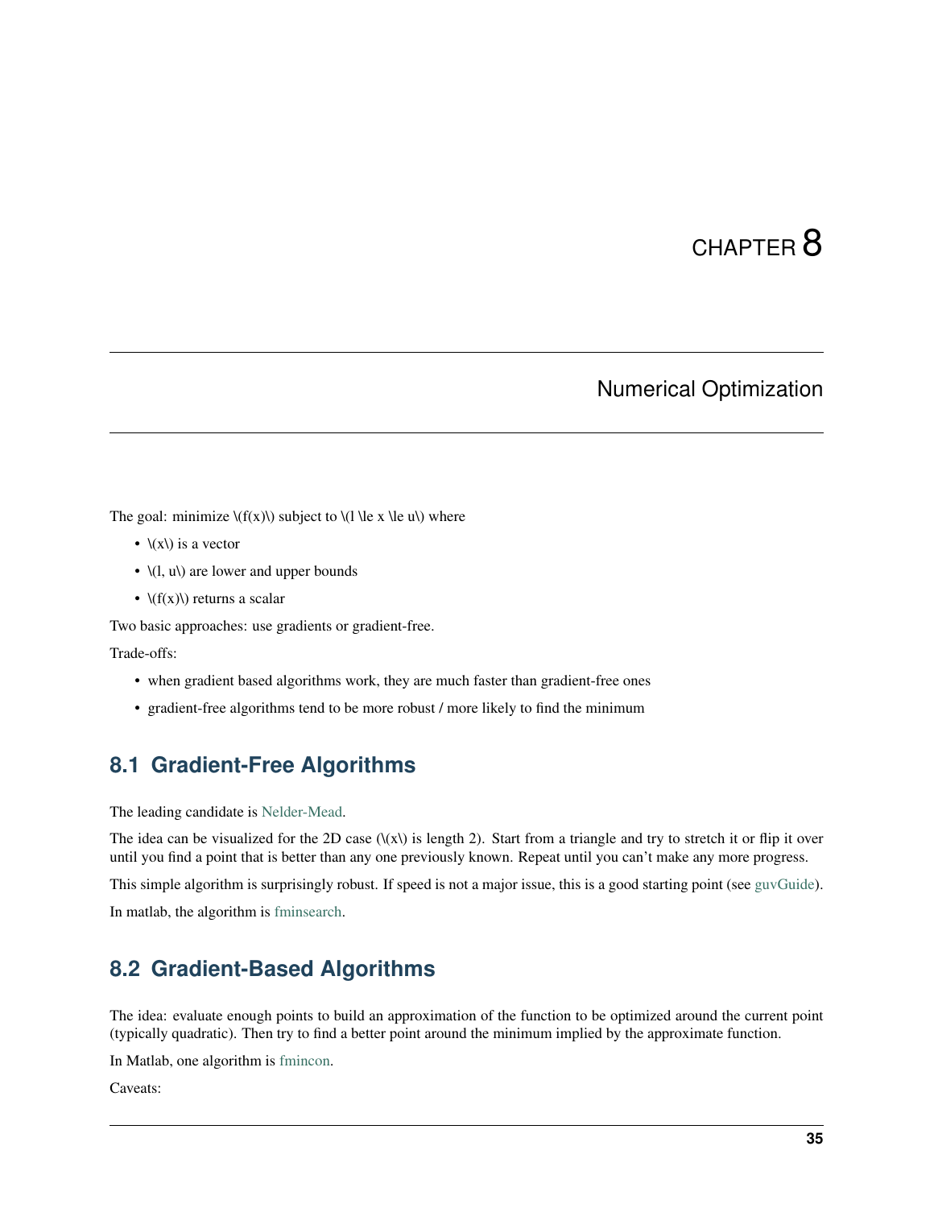# CHAPTER 8

## Numerical Optimization

The goal: minimize $f(x)$ subject to $l \le x \le u$ where

- $x$ is a vector
- $l, u$ are lower and upper bounds
- $f(x)$ returns a scalar

Two basic approaches: use gradients or gradient-free.

Trade-offs:

- when gradient based algorithms work, they are much faster than gradient-free ones
- gradient-free algorithms tend to be more robust / more likely to find the minimum

## 8.1 Gradient-Free Algorithms

The leading candidate is Nelder-Mead.

The idea can be visualized for the 2D case ($x$ is length 2). Start from a triangle and try to stretch it or flip it over until you find a point that is better than any one previously known. Repeat until you can't make any more progress.

This simple algorithm is surprisingly robust. If speed is not a major issue, this is a good starting point (see guvGuide).

In matlab, the algorithm is fminsearch.

## 8.2 Gradient-Based Algorithms

The idea: evaluate enough points to build an approximation of the function to be optimized around the current point (typically quadratic). Then try to find a better point around the minimum implied by the approximate function.

In Matlab, one algorithm is fmincon.

Caveats: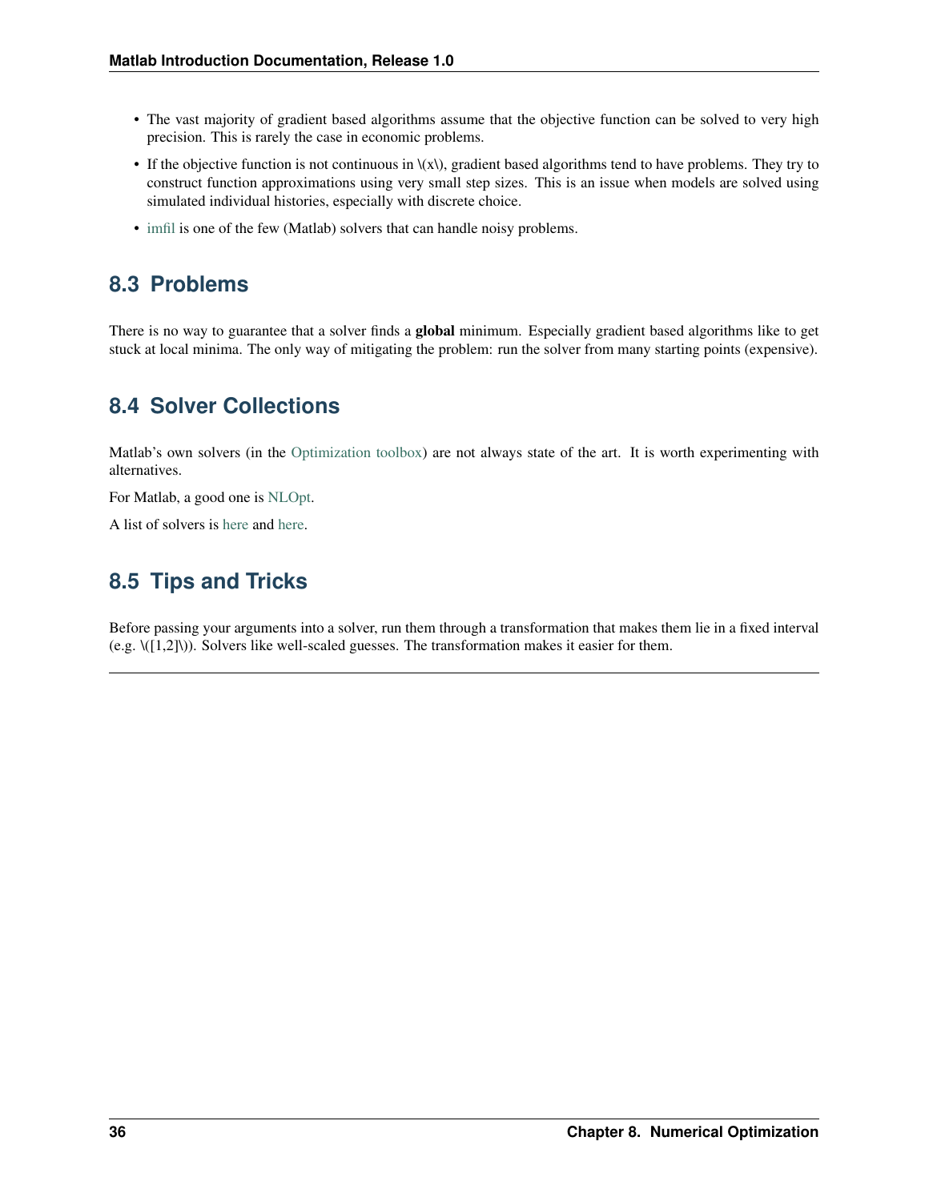- The vast majority of gradient based algorithms assume that the objective function can be solved to very high precision. This is rarely the case in economic problems.
- If the objective function is not continuous in $x$, gradient based algorithms tend to have problems. They try to construct function approximations using very small step sizes. This is an issue when models are solved using simulated individual histories, especially with discrete choice.
- imfil is one of the few (Matlab) solvers that can handle noisy problems.

## 8.3 Problems

There is no way to guarantee that a solver finds a **global** minimum. Especially gradient based algorithms like to get stuck at local minima. The only way of mitigating the problem: run the solver from many starting points (expensive).

## 8.4 Solver Collections

Matlab's own solvers (in the Optimization toolbox) are not always state of the art. It is worth experimenting with alternatives.

For Matlab, a good one is NLOpt.

A list of solvers is here and here.

## 8.5 Tips and Tricks

Before passing your arguments into a solver, run them through a transformation that makes them lie in a fixed interval (e.g. $[1,2]$). Solvers like well-scaled guesses. The transformation makes it easier for them.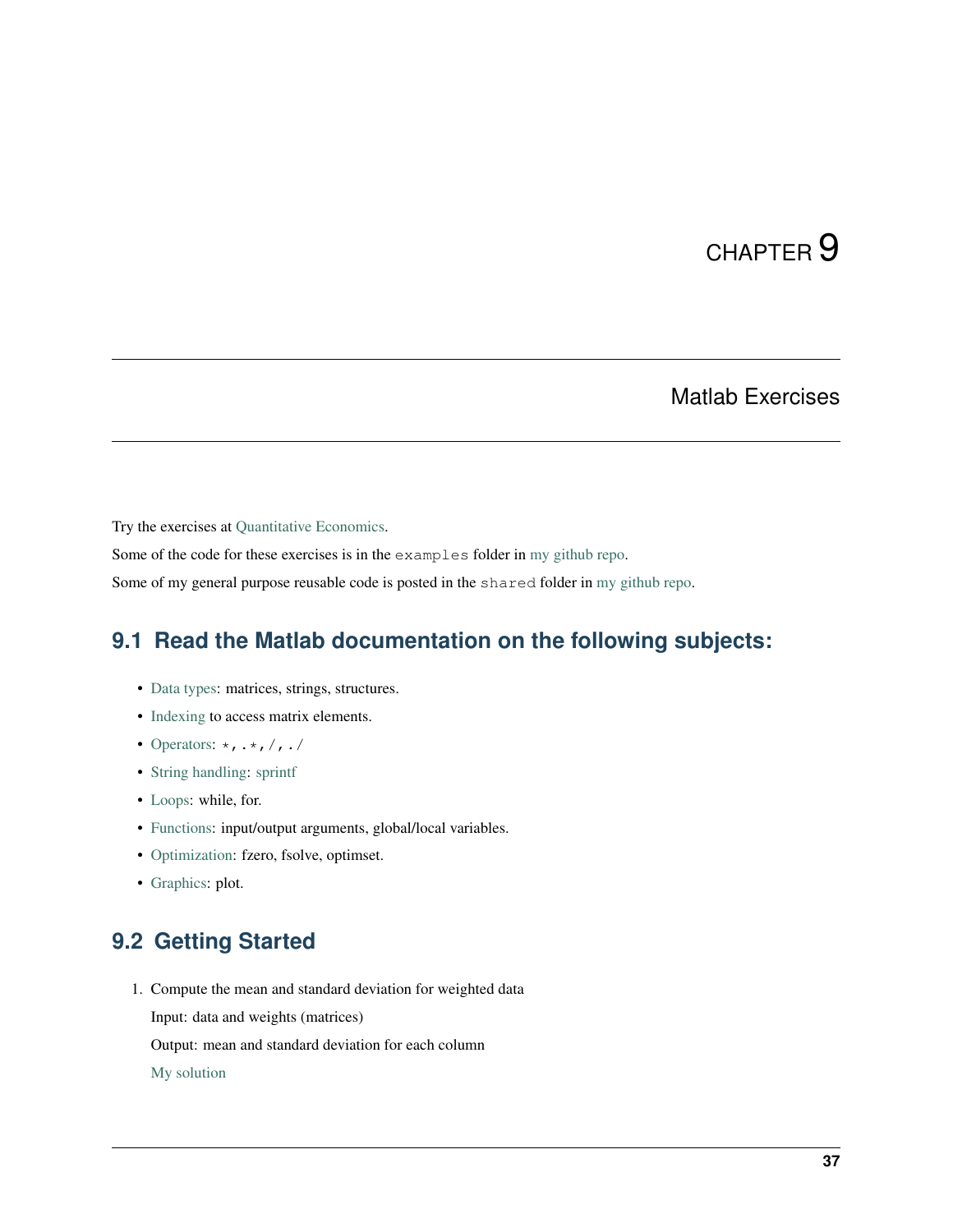# CHAPTER 9

# Matlab Exercises

Try the exercises at Quantitative Economics.

Some of the code for these exercises is in the `examples` folder in my github repo.

Some of my general purpose reusable code is posted in the `shared` folder in my github repo.

## 9.1 Read the Matlab documentation on the following subjects:

- Data types: matrices, strings, structures.
- Indexing to access matrix elements.
- Operators: `*`, `.*`, `/`, `./`
- String handling: sprintf
- Loops: while, for.
- Functions: input/output arguments, global/local variables.
- Optimization: fzero, fsolve, optimset.
- Graphics: plot.

## 9.2 Getting Started

1. Compute the mean and standard deviation for weighted data

   Input: data and weights (matrices)

   Output: mean and standard deviation for each column

   My solution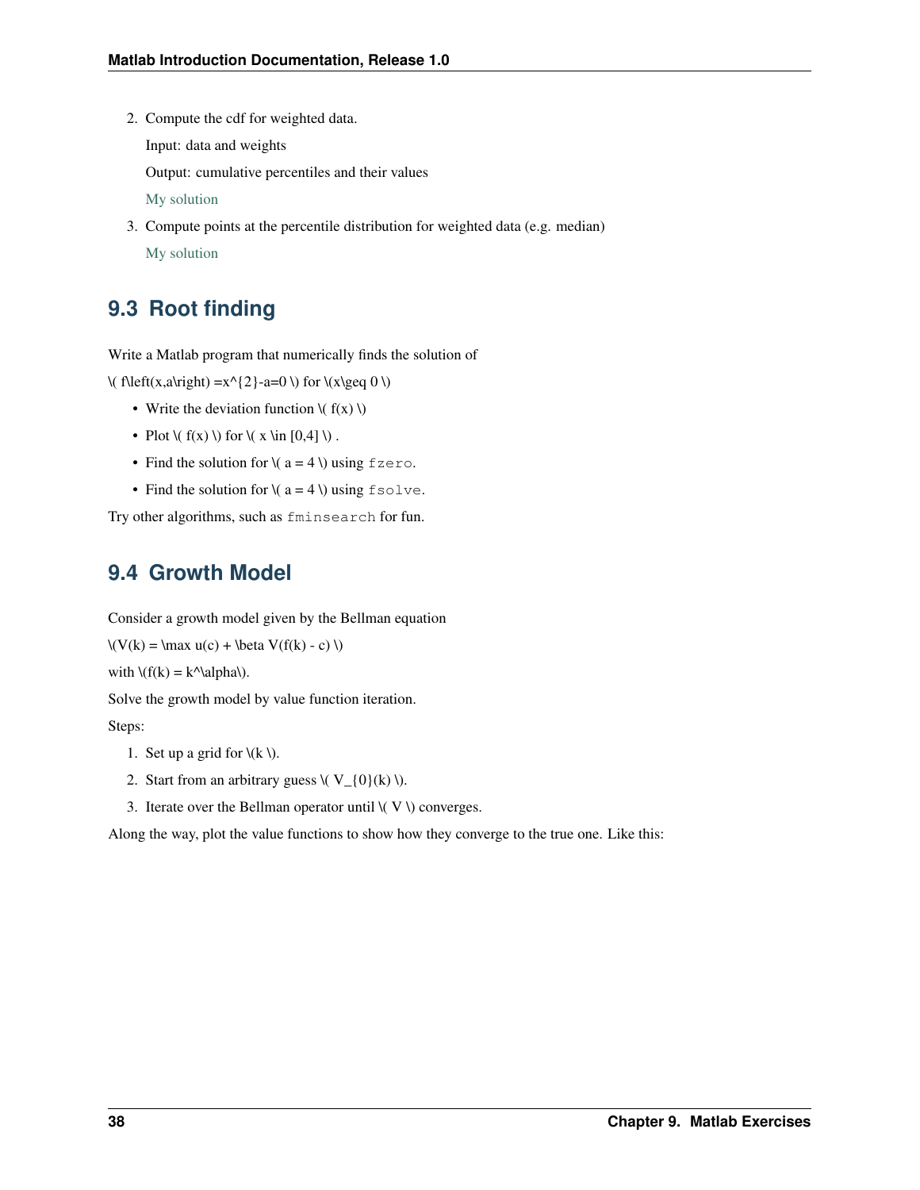2. Compute the cdf for weighted data.

   Input: data and weights

   Output: cumulative percentiles and their values

   My solution

3. Compute points at the percentile distribution for weighted data (e.g. median)

   My solution

## 9.3 Root finding

Write a Matlab program that numerically finds the solution of

$f\left(x,a\right) =x^{2}-a=0$ for $x\geq 0$

- Write the deviation function $f(x)$
- Plot $f(x)$ for $x \in [0,4]$ .
- Find the solution for $a = 4$ using `fzero`.
- Find the solution for $a = 4$ using `fsolve`.

Try other algorithms, such as `fminsearch` for fun.

## 9.4 Growth Model

Consider a growth model given by the Bellman equation

$V(k) = \max u(c) + \beta V(f(k) - c)$

with $f(k) = k^\alpha$.

Solve the growth model by value function iteration.

Steps:

1. Set up a grid for $k$.
2. Start from an arbitrary guess $V_{0}(k)$.
3. Iterate over the Bellman operator until $V$ converges.

Along the way, plot the value functions to show how they converge to the true one. Like this: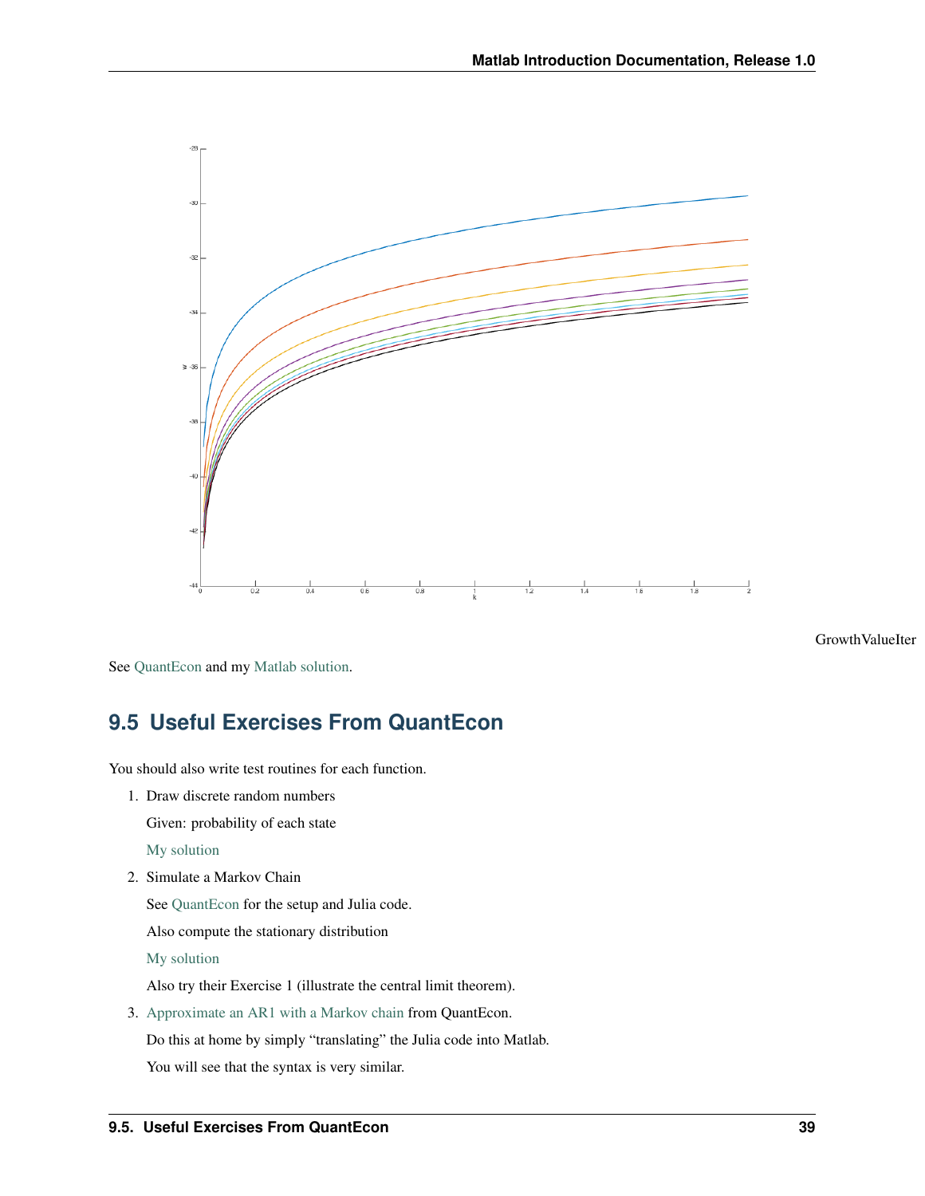-28

-30

-32

-34

w -36

-38

-40

-42

-44

0 0.2 0.4 0.6 0.8 1 1.2 1.4 1.6 1.8 2

k

GrowthValueIter

See QuantEcon and my Matlab solution.

## 9.5 Useful Exercises From QuantEcon

You should also write test routines for each function.

1. Draw discrete random numbers

   Given: probability of each state

   My solution

2. Simulate a Markov Chain

   See QuantEcon for the setup and Julia code.

   Also compute the stationary distribution

   My solution

   Also try their Exercise 1 (illustrate the central limit theorem).

3. Approximate an AR1 with a Markov chain from QuantEcon.

   Do this at home by simply "translating" the Julia code into Matlab.

   You will see that the syntax is very similar.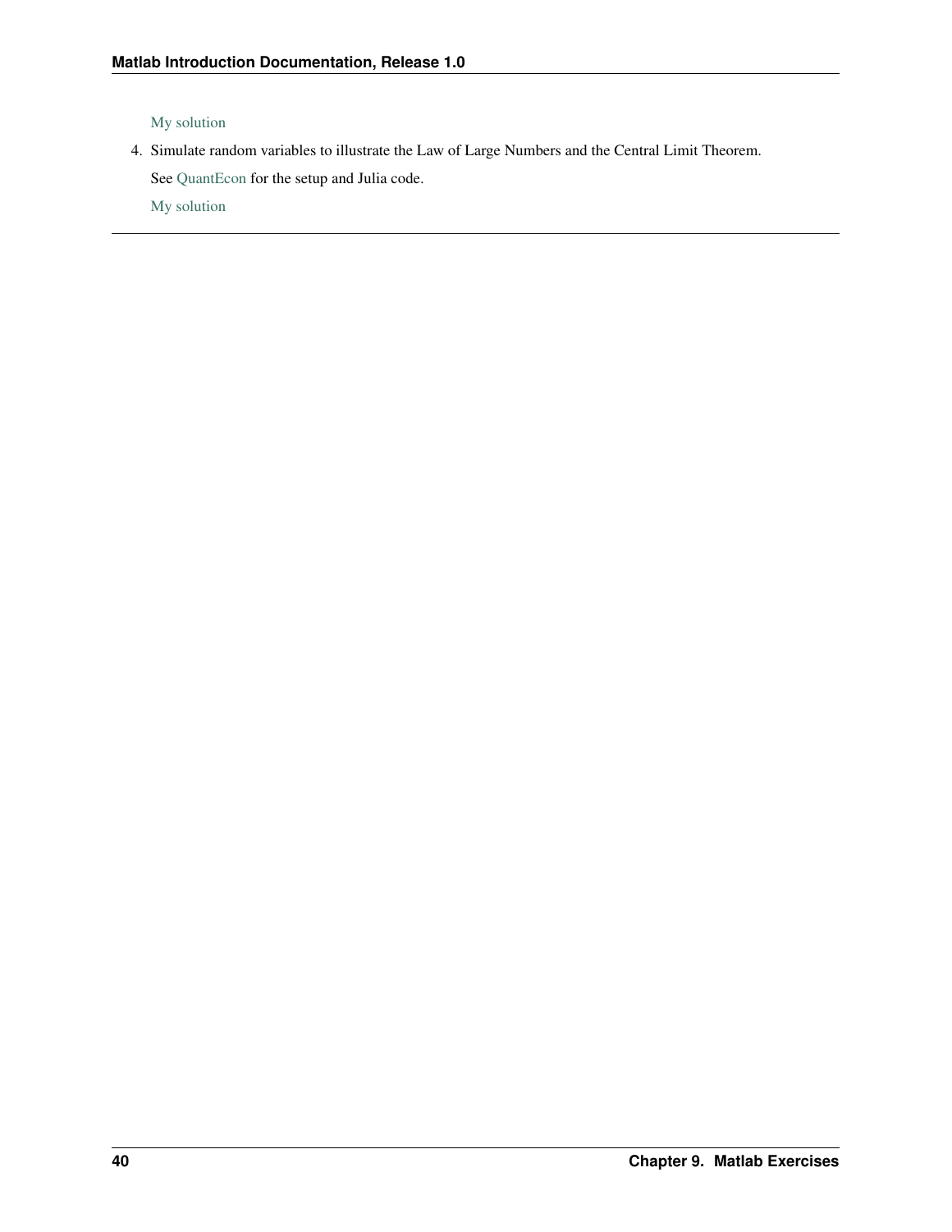My solution

4. Simulate random variables to illustrate the Law of Large Numbers and the Central Limit Theorem.

   See QuantEcon for the setup and Julia code.

   My solution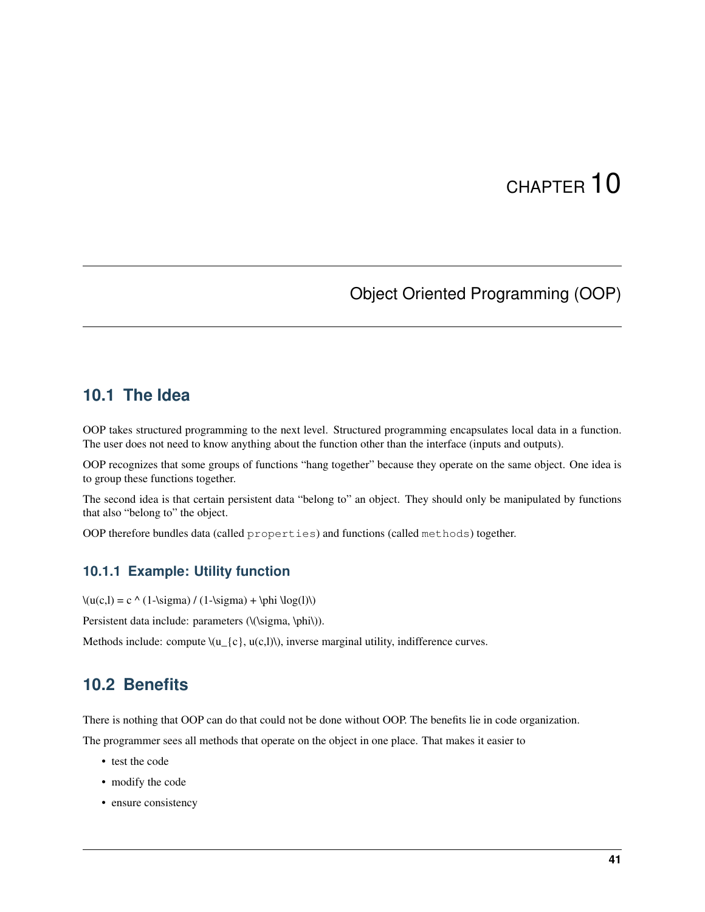# CHAPTER 10

# Object Oriented Programming (OOP)

## 10.1 The Idea

OOP takes structured programming to the next level. Structured programming encapsulates local data in a function. The user does not need to know anything about the function other than the interface (inputs and outputs).

OOP recognizes that some groups of functions "hang together" because they operate on the same object. One idea is to group these functions together.

The second idea is that certain persistent data "belong to" an object. They should only be manipulated by functions that also "belong to" the object.

OOP therefore bundles data (called `properties`) and functions (called `methods`) together.

### 10.1.1 Example: Utility function

\(u(c,l) = c ^ (1-\sigma) / (1-\sigma) + \phi \log(l)\)

Persistent data include: parameters (\(\sigma, \phi\)).

Methods include: compute \(u_{c}, u(c,l)\), inverse marginal utility, indifference curves.

## 10.2 Benefits

There is nothing that OOP can do that could not be done without OOP. The benefits lie in code organization.

The programmer sees all methods that operate on the object in one place. That makes it easier to

- test the code
- modify the code
- ensure consistency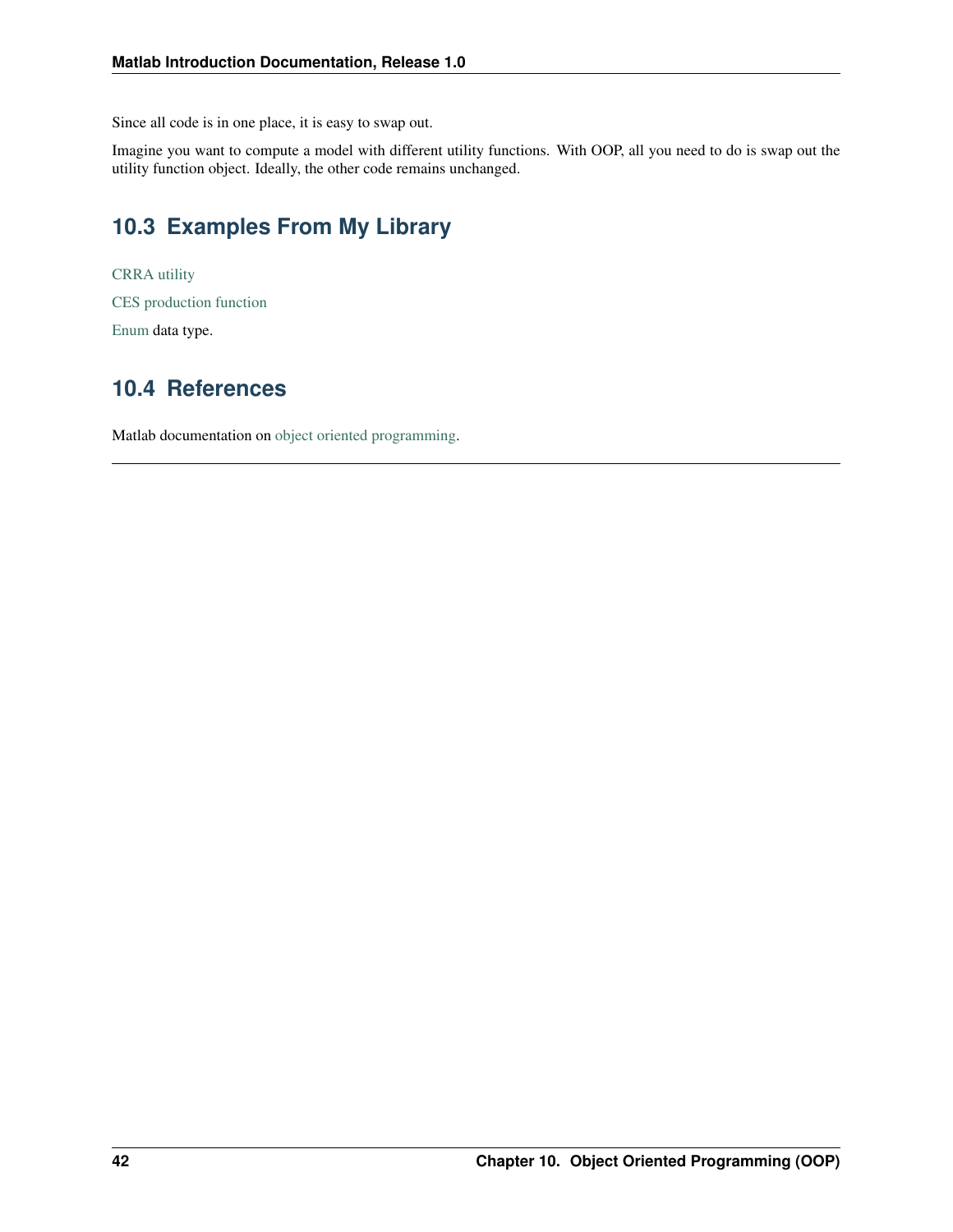Since all code is in one place, it is easy to swap out.

Imagine you want to compute a model with different utility functions. With OOP, all you need to do is swap out the utility function object. Ideally, the other code remains unchanged.

## 10.3 Examples From My Library

CRRA utility

CES production function

Enum data type.

## 10.4 References

Matlab documentation on object oriented programming.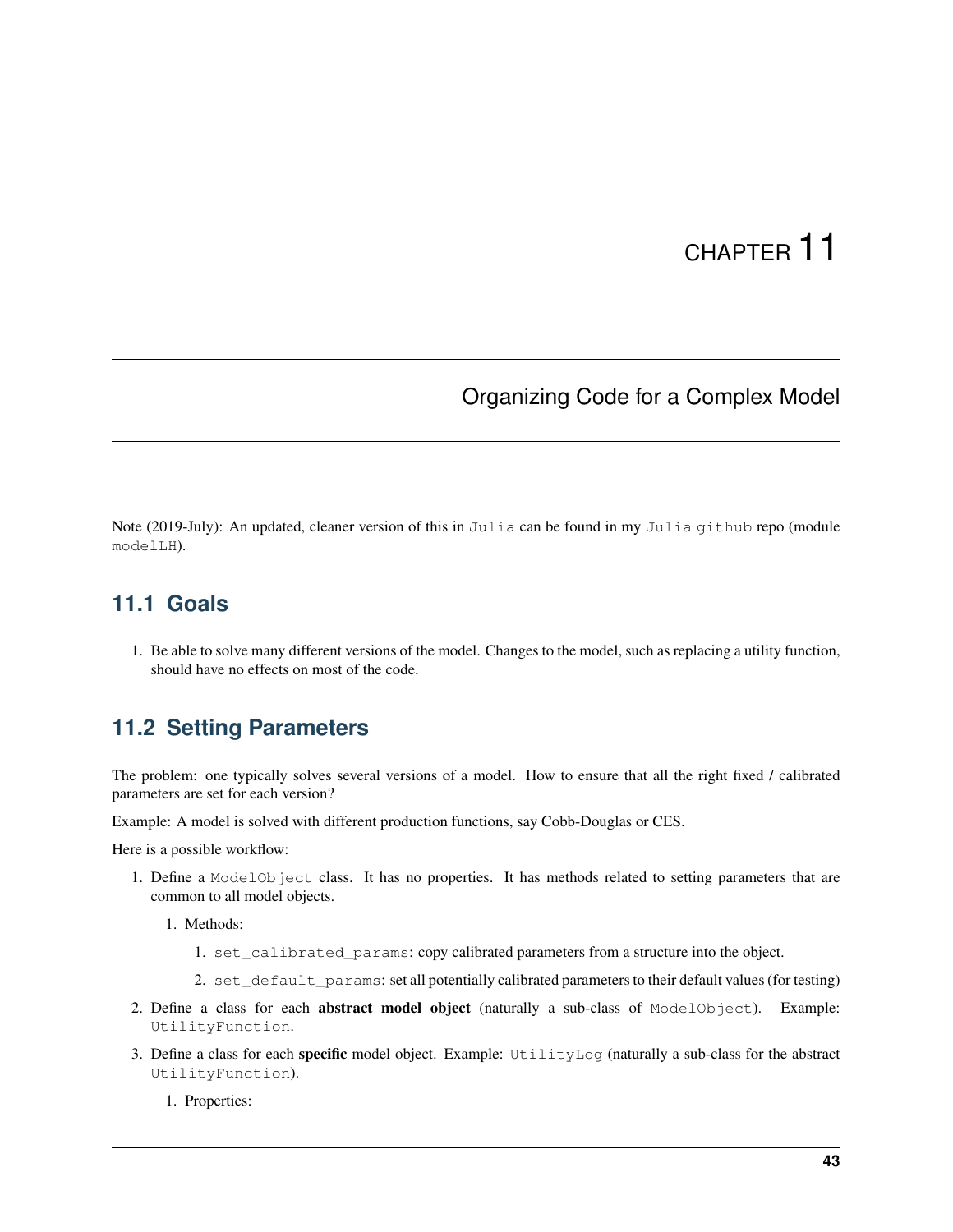# CHAPTER 11

## Organizing Code for a Complex Model

Note (2019-July): An updated, cleaner version of this in `Julia` can be found in my `Julia github` repo (module `modelLH`).

### 11.1 Goals

1. Be able to solve many different versions of the model. Changes to the model, such as replacing a utility function, should have no effects on most of the code.

### 11.2 Setting Parameters

The problem: one typically solves several versions of a model. How to ensure that all the right fixed / calibrated parameters are set for each version?

Example: A model is solved with different production functions, say Cobb-Douglas or CES.

Here is a possible workflow:

1. Define a `ModelObject` class. It has no properties. It has methods related to setting parameters that are common to all model objects.
   1. Methods:
      1. `set_calibrated_params`: copy calibrated parameters from a structure into the object.
      2. `set_default_params`: set all potentially calibrated parameters to their default values (for testing)
2. Define a class for each **abstract model object** (naturally a sub-class of `ModelObject`). Example: `UtilityFunction`.
3. Define a class for each **specific** model object. Example: `UtilityLog` (naturally a sub-class for the abstract `UtilityFunction`).
   1. Properties: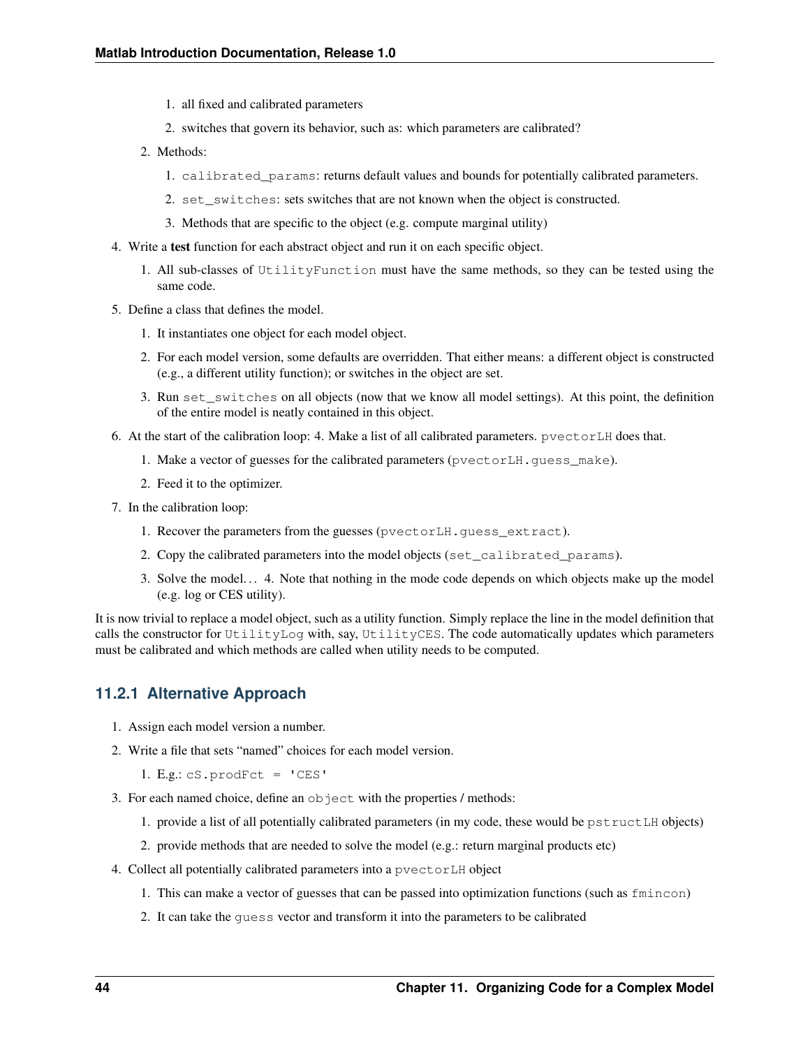1. all fixed and calibrated parameters
   2. switches that govern its behavior, such as: which parameters are calibrated?

2. Methods:
   1. `calibrated_params`: returns default values and bounds for potentially calibrated parameters.
   2. `set_switches`: sets switches that are not known when the object is constructed.
   3. Methods that are specific to the object (e.g. compute marginal utility)

4. Write a **test** function for each abstract object and run it on each specific object.
   1. All sub-classes of `UtilityFunction` must have the same methods, so they can be tested using the same code.
5. Define a class that defines the model.
   1. It instantiates one object for each model object.
   2. For each model version, some defaults are overridden. That either means: a different object is constructed (e.g., a different utility function); or switches in the object are set.
   3. Run `set_switches` on all objects (now that we know all model settings). At this point, the definition of the entire model is neatly contained in this object.
6. At the start of the calibration loop: 4. Make a list of all calibrated parameters. `pvectorLH` does that.
   1. Make a vector of guesses for the calibrated parameters (`pvectorLH.guess_make`).
   2. Feed it to the optimizer.
7. In the calibration loop:
   1. Recover the parameters from the guesses (`pvectorLH.guess_extract`).
   2. Copy the calibrated parameters into the model objects (`set_calibrated_params`).
   3. Solve the model… 4. Note that nothing in the mode code depends on which objects make up the model (e.g. log or CES utility).

It is now trivial to replace a model object, such as a utility function. Simply replace the line in the model definition that calls the constructor for `UtilityLog` with, say, `UtilityCES`. The code automatically updates which parameters must be calibrated and which methods are called when utility needs to be computed.

### 11.2.1 Alternative Approach

1. Assign each model version a number.
2. Write a file that sets "named" choices for each model version.
   1. E.g.: `cS.prodFct = 'CES'`
3. For each named choice, define an `object` with the properties / methods:
   1. provide a list of all potentially calibrated parameters (in my code, these would be `pstructLH` objects)
   2. provide methods that are needed to solve the model (e.g.: return marginal products etc)
4. Collect all potentially calibrated parameters into a `pvectorLH` object
   1. This can make a vector of guesses that can be passed into optimization functions (such as `fmincon`)
   2. It can take the `guess` vector and transform it into the parameters to be calibrated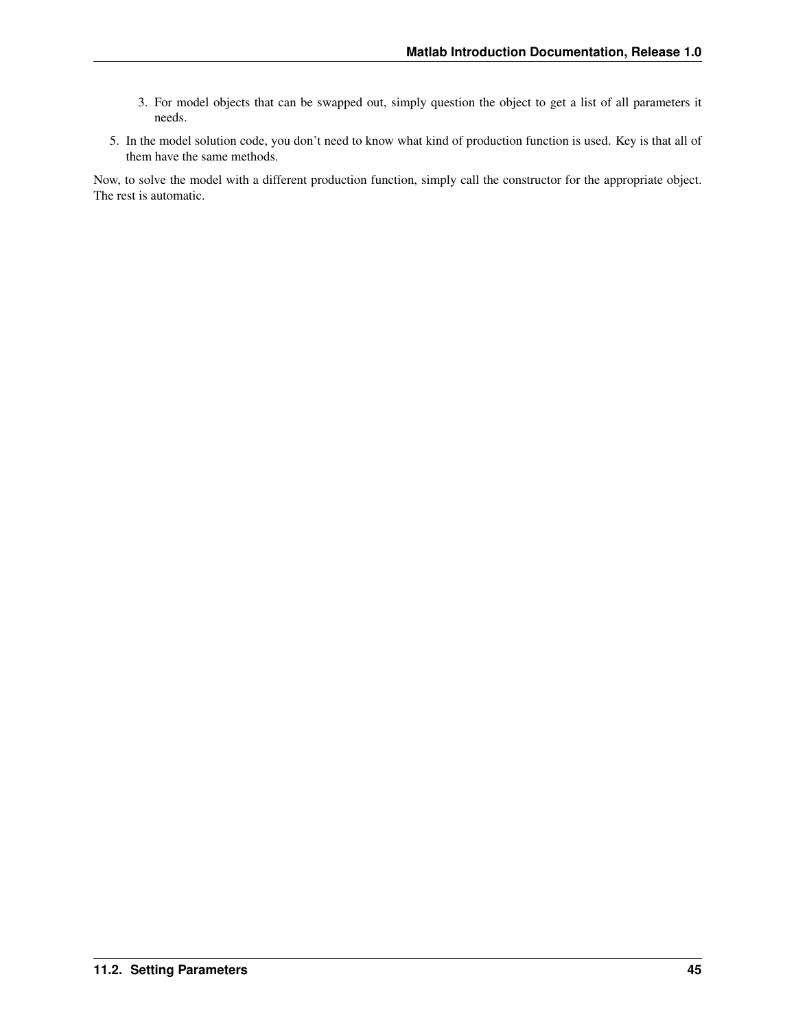3. For model objects that can be swapped out, simply question the object to get a list of all parameters it needs.

5. In the model solution code, you don't need to know what kind of production function is used. Key is that all of them have the same methods.

Now, to solve the model with a different production function, simply call the constructor for the appropriate object. The rest is automatic.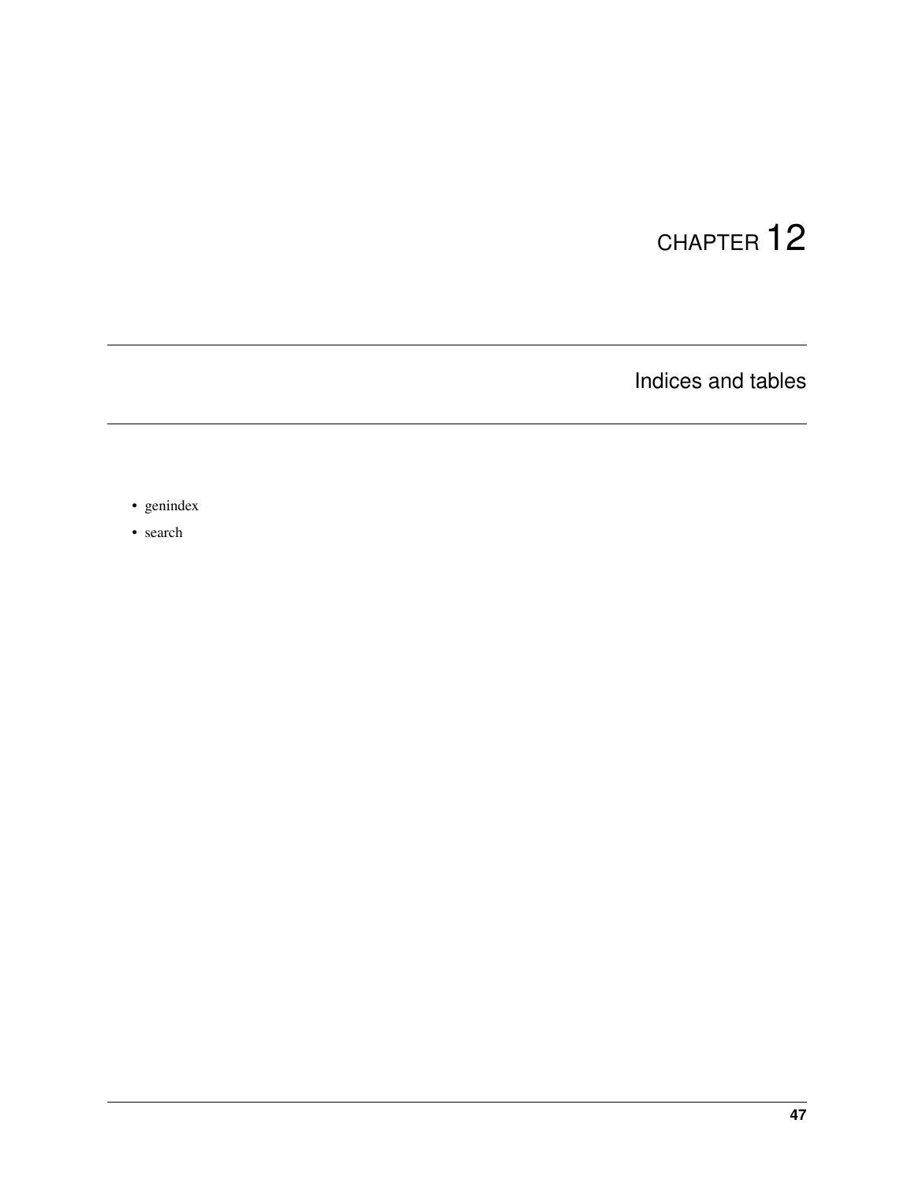# CHAPTER 12

## Indices and tables

- genindex
- search